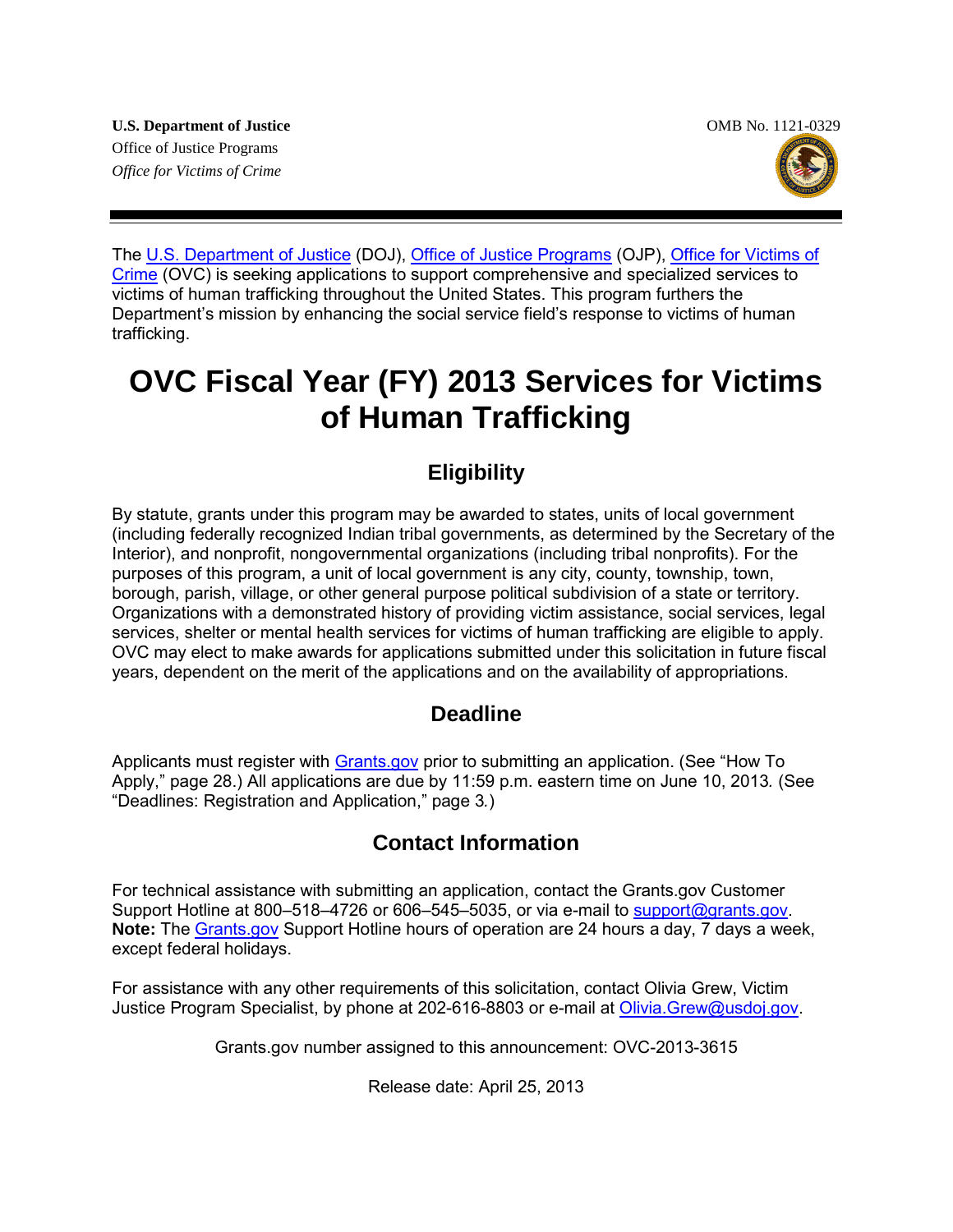**U.S. Department of Justice**
Office of Justice Programps
*Office for Victims of Crime*

OMB No. 1121-0329

The U.S. Department of Justice (DOJ), Office of Justice Programs (OJP), Office for Victims of Crime (OVC) is seeking applications to support comprehensive and specialized services to victims of human trafficking throughout the United States. This program furthers the Department's mission by enhancing the social service field's response to victims of human trafficking.

# OVC Fiscal Year (FY) 2013 Services for Victims of Human Trafficking

## Eligibility

By statute, grants under this program may be awarded to states, units of local government (including federally recognized Indian tribal governments, as determined by the Secretary of the Interior), and nonprofit, nongovernmental organizations (including tribal nonprofits). For the purposes of this program, a unit of local government is any city, county, township, town, borough, parish, village, or other general purpose political subdivision of a state or territory. Organizations with a demonstrated history of providing victim assistance, social services, legal services, shelter or mental health services for victims of human trafficking are eligible to apply. OVC may elect to make awards for applications submitted under this solicitation in future fiscal years, dependent on the merit of the applications and on the availability of appropriations.

## Deadline

Applicants must register with Grants.gov prior to submitting an application. (See "How To Apply," page 28.) All applications are due by 11:59 p.m. eastern time on June 10, 2013. (See "Deadlines: Registration and Application," page 3.)

## Contact Information

For technical assistance with submitting an application, contact the Grants.gov Customer Support Hotline at 800–518–4726 or 606–545–5035, or via e-mail to support@grants.gov. **Note:** The Grants.gov Support Hotline hours of operation are 24 hours a day, 7 days a week, except federal holidays.

For assistance with any other requirements of this solicitation, contact Olivia Grew, Victim Justice Program Specialist, by phone at 202-616-8803 or e-mail at Olivia.Grew@usdoj.gov.

Grants.gov number assigned to this announcement: OVC-2013-3615

Release date: April 25, 2013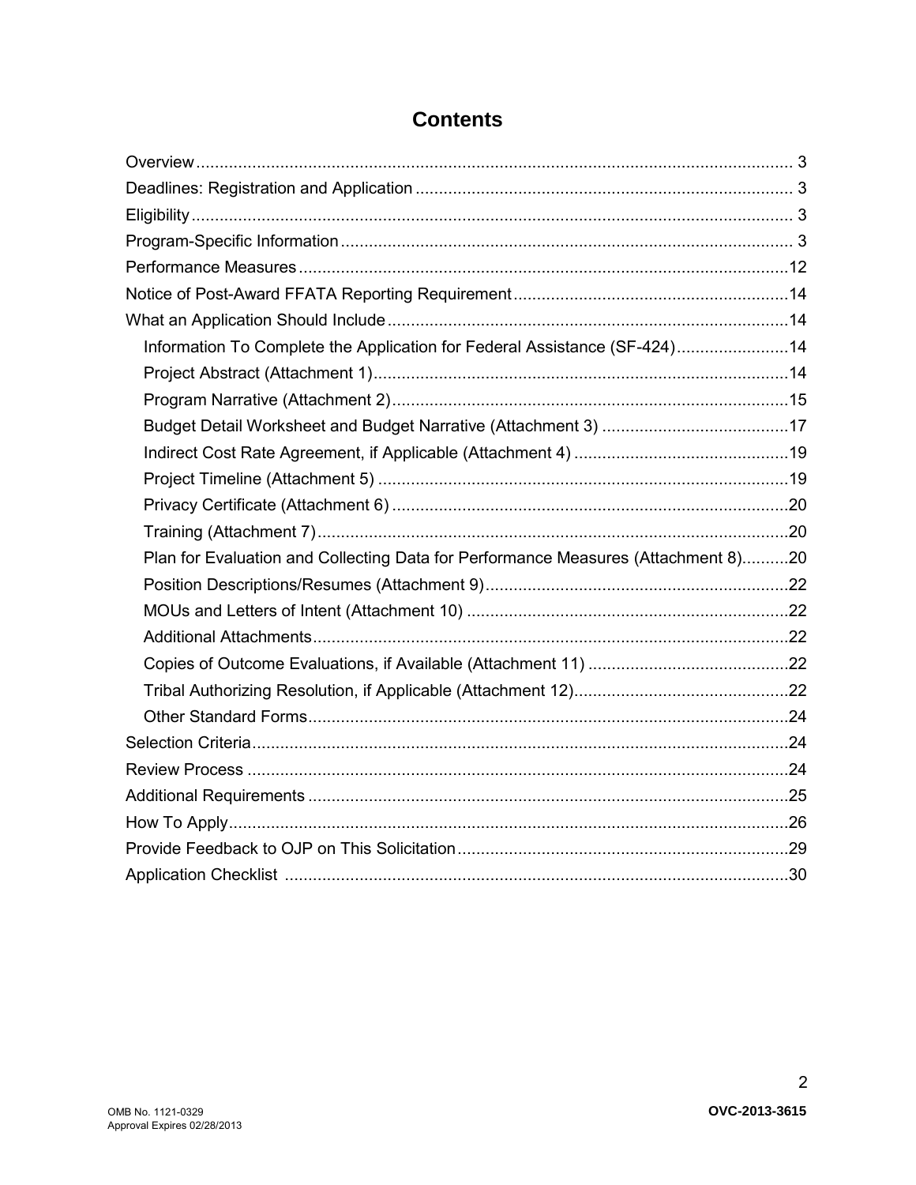# Contents

- Overview ... 3
- Deadlines: Registration and Application ... 3
- Eligibility ... 3
- Program-Specific Information ... 3
- Performance Measures ... 12
- Notice of Post-Award FFATA Reporting Requirement ... 14
- What an Application Should Include ... 14
  - Information To Complete the Application for Federal Assistance (SF-424) ... 14
  - Project Abstract (Attachment 1) ... 14
  - Program Narrative (Attachment 2) ... 15
  - Budget Detail Worksheet and Budget Narrative (Attachment 3) ... 17
  - Indirect Cost Rate Agreement, if Applicable (Attachment 4) ... 19
  - Project Timeline (Attachment 5) ... 19
  - Privacy Certificate (Attachment 6) ... 20
  - Training (Attachment 7) ... 20
  - Plan for Evaluation and Collecting Data for Performance Measures (Attachment 8) ... 20
  - Position Descriptions/Resumes (Attachment 9) ... 22
  - MOUs and Letters of Intent (Attachment 10) ... 22
  - Additional Attachments ... 22
  - Copies of Outcome Evaluations, if Available (Attachment 11) ... 22
  - Tribal Authorizing Resolution, if Applicable (Attachment 12) ... 22
  - Other Standard Forms ... 24
- Selection Criteria ... 24
- Review Process ... 24
- Additional Requirements ... 25
- How To Apply ... 26
- Provide Feedback to OJP on This Solicitation ... 29
- Application Checklist ... 30

OMB No. 1121-0329
Approval Expires 02/28/2013

OVC-2013-3615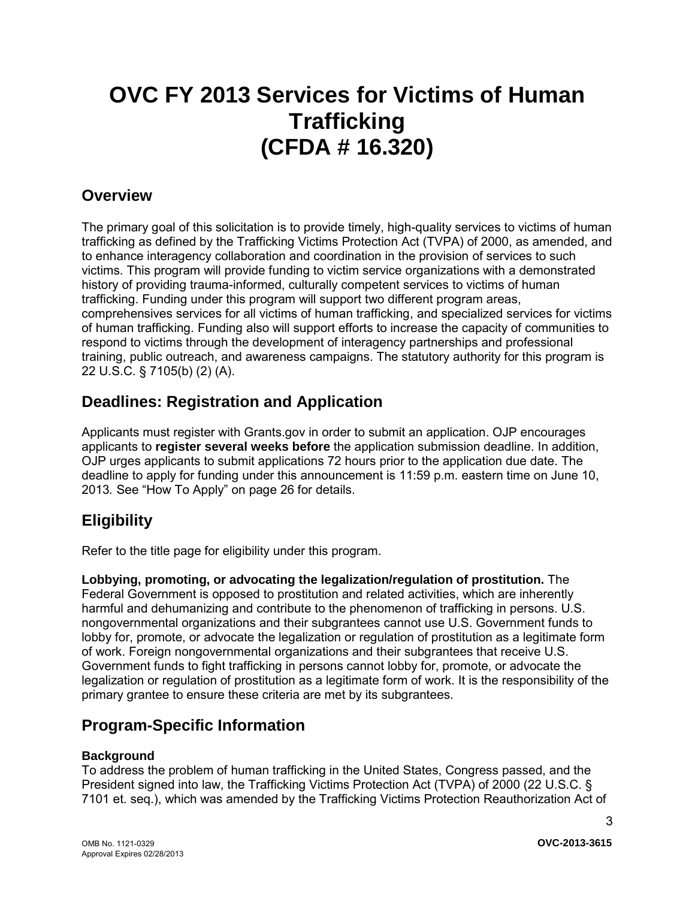# OVC FY 2013 Services for Victims of Human Trafficking (CFDA # 16.320)

## Overview

The primary goal of this solicitation is to provide timely, high-quality services to victims of human trafficking as defined by the Trafficking Victims Protection Act (TVPA) of 2000, as amended, and to enhance interagency collaboration and coordination in the provision of services to such victims. This program will provide funding to victim service organizations with a demonstrated history of providing trauma-informed, culturally competent services to victims of human trafficking. Funding under this program will support two different program areas, comprehensives services for all victims of human trafficking, and specialized services for victims of human trafficking. Funding also will support efforts to increase the capacity of communities to respond to victims through the development of interagency partnerships and professional training, public outreach, and awareness campaigns. The statutory authority for this program is 22 U.S.C. § 7105(b) (2) (A).

## Deadlines: Registration and Application

Applicants must register with Grants.gov in order to submit an application. OJP encourages applicants to **register several weeks before** the application submission deadline. In addition, OJP urges applicants to submit applications 72 hours prior to the application due date. The deadline to apply for funding under this announcement is 11:59 p.m. eastern time on June 10, 2013*.* See "How To Apply" on page 26 for details.

## Eligibility

Refer to the title page for eligibility under this program.

**Lobbying, promoting, or advocating the legalization/regulation of prostitution.** The Federal Government is opposed to prostitution and related activities, which are inherently harmful and dehumanizing and contribute to the phenomenon of trafficking in persons. U.S. nongovernmental organizations and their subgrantees cannot use U.S. Government funds to lobby for, promote, or advocate the legalization or regulation of prostitution as a legitimate form of work. Foreign nongovernmental organizations and their subgrantees that receive U.S. Government funds to fight trafficking in persons cannot lobby for, promote, or advocate the legalization or regulation of prostitution as a legitimate form of work. It is the responsibility of the primary grantee to ensure these criteria are met by its subgrantees.

## Program-Specific Information

**Background**

To address the problem of human trafficking in the United States, Congress passed, and the President signed into law, the Trafficking Victims Protection Act (TVPA) of 2000 (22 U.S.C. § 7101 et. seq.), which was amended by the Trafficking Victims Protection Reauthorization Act of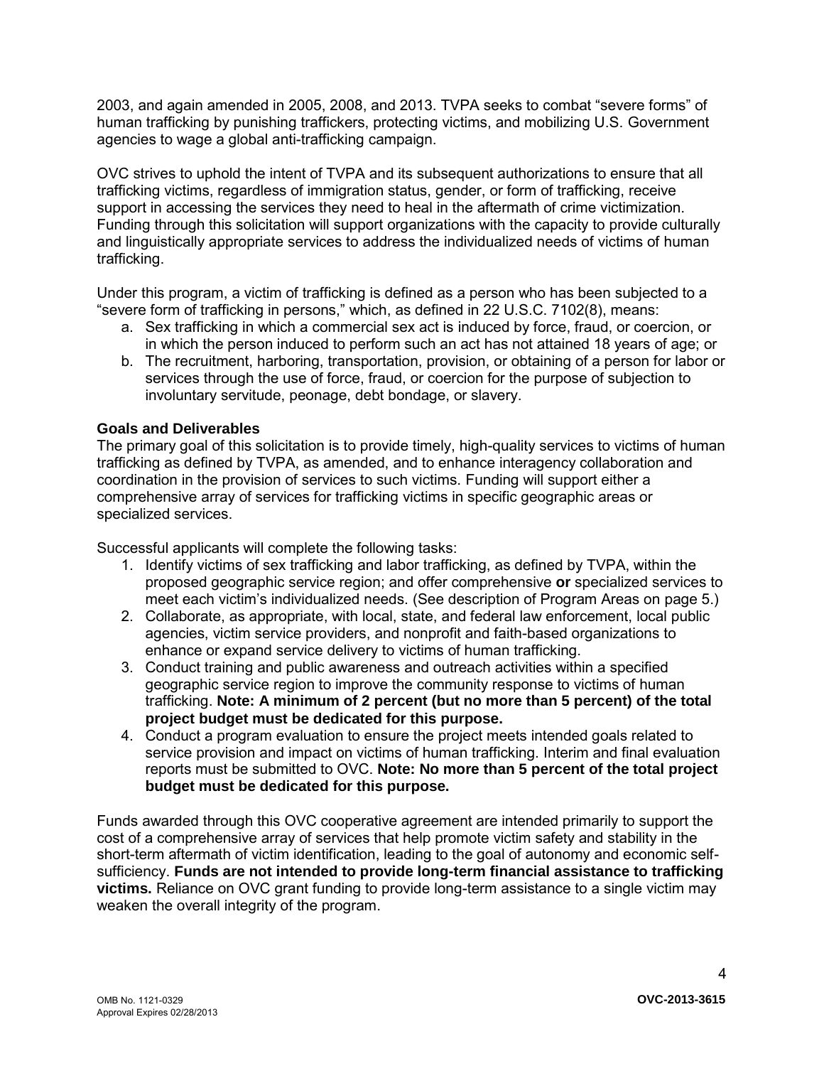2003, and again amended in 2005, 2008, and 2013. TVPA seeks to combat "severe forms" of human trafficking by punishing traffickers, protecting victims, and mobilizing U.S. Government agencies to wage a global anti-trafficking campaign.

OVC strives to uphold the intent of TVPA and its subsequent authorizations to ensure that all trafficking victims, regardless of immigration status, gender, or form of trafficking, receive support in accessing the services they need to heal in the aftermath of crime victimization. Funding through this solicitation will support organizations with the capacity to provide culturally and linguistically appropriate services to address the individualized needs of victims of human trafficking.

Under this program, a victim of trafficking is defined as a person who has been subjected to a "severe form of trafficking in persons," which, as defined in 22 U.S.C. 7102(8), means:

a. Sex trafficking in which a commercial sex act is induced by force, fraud, or coercion, or in which the person induced to perform such an act has not attained 18 years of age; or
b. The recruitment, harboring, transportation, provision, or obtaining of a person for labor or services through the use of force, fraud, or coercion for the purpose of subjection to involuntary servitude, peonage, debt bondage, or slavery.

**Goals and Deliverables**

The primary goal of this solicitation is to provide timely, high-quality services to victims of human trafficking as defined by TVPA, as amended, and to enhance interagency collaboration and coordination in the provision of services to such victims. Funding will support either a comprehensive array of services for trafficking victims in specific geographic areas or specialized services.

Successful applicants will complete the following tasks:

1. Identify victims of sex trafficking and labor trafficking, as defined by TVPA, within the proposed geographic service region; and offer comprehensive **or** specialized services to meet each victim's individualized needs. (See description of Program Areas on page 5.)
2. Collaborate, as appropriate, with local, state, and federal law enforcement, local public agencies, victim service providers, and nonprofit and faith-based organizations to enhance or expand service delivery to victims of human trafficking.
3. Conduct training and public awareness and outreach activities within a specified geographic service region to improve the community response to victims of human trafficking. **Note: A minimum of 2 percent (but no more than 5 percent) of the total project budget must be dedicated for this purpose.**
4. Conduct a program evaluation to ensure the project meets intended goals related to service provision and impact on victims of human trafficking. Interim and final evaluation reports must be submitted to OVC. **Note: No more than 5 percent of the total project budget must be dedicated for this purpose.**

Funds awarded through this OVC cooperative agreement are intended primarily to support the cost of a comprehensive array of services that help promote victim safety and stability in the short-term aftermath of victim identification, leading to the goal of autonomy and economic self-sufficiency. **Funds are not intended to provide long-term financial assistance to trafficking victims.** Reliance on OVC grant funding to provide long-term assistance to a single victim may weaken the overall integrity of the program.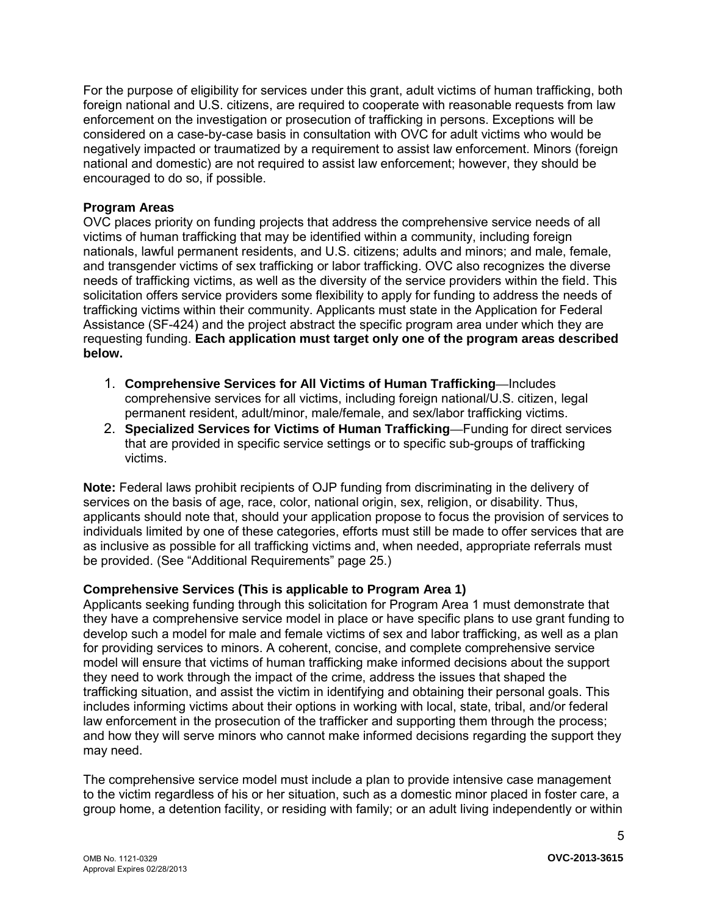For the purpose of eligibility for services under this grant, adult victims of human trafficking, both foreign national and U.S. citizens, are required to cooperate with reasonable requests from law enforcement on the investigation or prosecution of trafficking in persons. Exceptions will be considered on a case-by-case basis in consultation with OVC for adult victims who would be negatively impacted or traumatized by a requirement to assist law enforcement. Minors (foreign national and domestic) are not required to assist law enforcement; however, they should be encouraged to do so, if possible.

**Program Areas**

OVC places priority on funding projects that address the comprehensive service needs of all victims of human trafficking that may be identified within a community, including foreign nationals, lawful permanent residents, and U.S. citizens; adults and minors; and male, female, and transgender victims of sex trafficking or labor trafficking. OVC also recognizes the diverse needs of trafficking victims, as well as the diversity of the service providers within the field. This solicitation offers service providers some flexibility to apply for funding to address the needs of trafficking victims within their community. Applicants must state in the Application for Federal Assistance (SF-424) and the project abstract the specific program area under which they are requesting funding. **Each application must target only one of the program areas described below.**

1. **Comprehensive Services for All Victims of Human Trafficking**—Includes comprehensive services for all victims, including foreign national/U.S. citizen, legal permanent resident, adult/minor, male/female, and sex/labor trafficking victims.
2. **Specialized Services for Victims of Human Trafficking**—Funding for direct services that are provided in specific service settings or to specific sub-groups of trafficking victims.

**Note:** Federal laws prohibit recipients of OJP funding from discriminating in the delivery of services on the basis of age, race, color, national origin, sex, religion, or disability. Thus, applicants should note that, should your application propose to focus the provision of services to individuals limited by one of these categories, efforts must still be made to offer services that are as inclusive as possible for all trafficking victims and, when needed, appropriate referrals must be provided. (See "Additional Requirements" page 25.)

**Comprehensive Services (This is applicable to Program Area 1)**

Applicants seeking funding through this solicitation for Program Area 1 must demonstrate that they have a comprehensive service model in place or have specific plans to use grant funding to develop such a model for male and female victims of sex and labor trafficking, as well as a plan for providing services to minors. A coherent, concise, and complete comprehensive service model will ensure that victims of human trafficking make informed decisions about the support they need to work through the impact of the crime, address the issues that shaped the trafficking situation, and assist the victim in identifying and obtaining their personal goals. This includes informing victims about their options in working with local, state, tribal, and/or federal law enforcement in the prosecution of the trafficker and supporting them through the process; and how they will serve minors who cannot make informed decisions regarding the support they may need.

The comprehensive service model must include a plan to provide intensive case management to the victim regardless of his or her situation, such as a domestic minor placed in foster care, a group home, a detention facility, or residing with family; or an adult living independently or within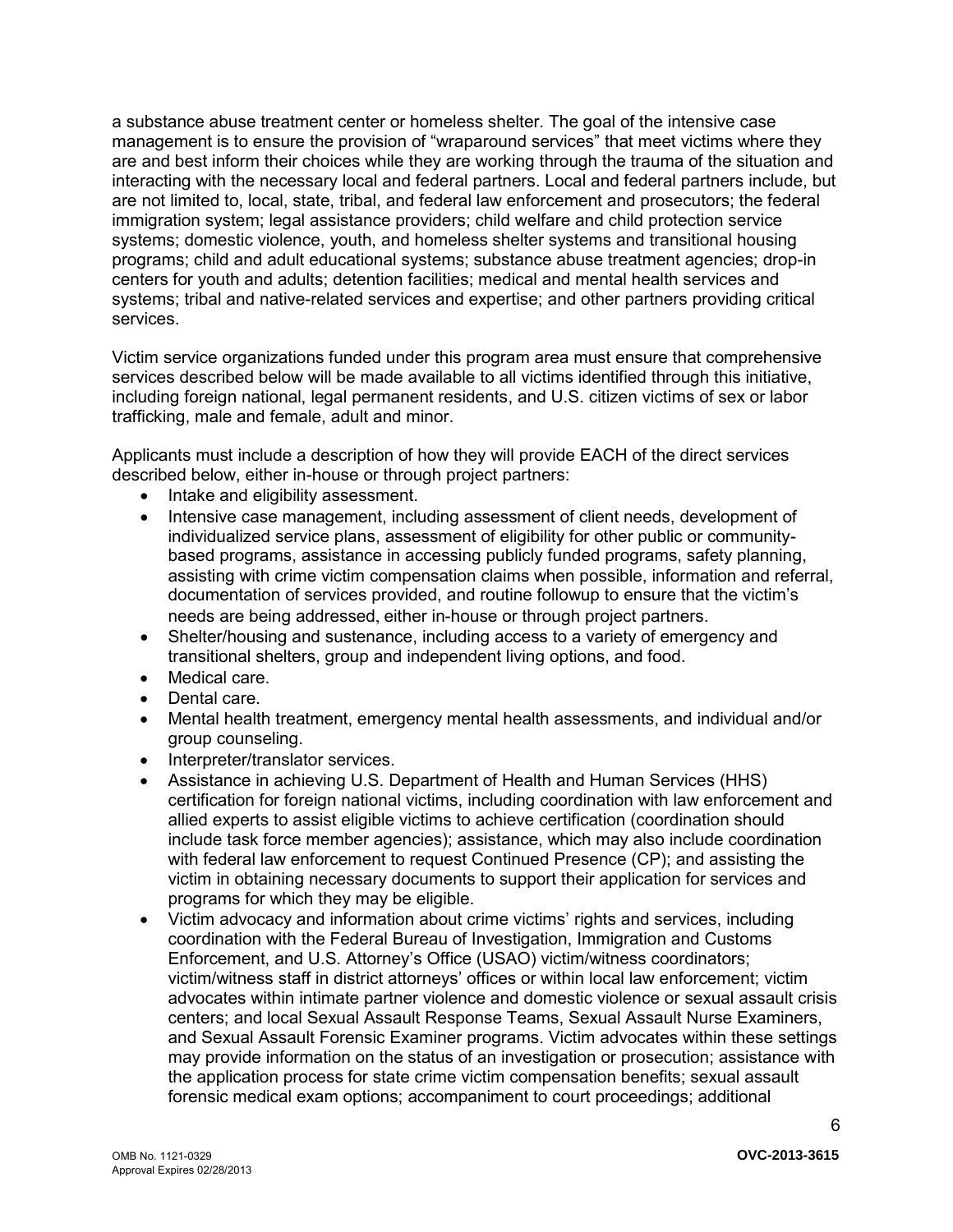a substance abuse treatment center or homeless shelter. The goal of the intensive case management is to ensure the provision of "wraparound services" that meet victims where they are and best inform their choices while they are working through the trauma of the situation and interacting with the necessary local and federal partners. Local and federal partners include, but are not limited to, local, state, tribal, and federal law enforcement and prosecutors; the federal immigration system; legal assistance providers; child welfare and child protection service systems; domestic violence, youth, and homeless shelter systems and transitional housing programs; child and adult educational systems; substance abuse treatment agencies; drop-in centers for youth and adults; detention facilities; medical and mental health services and systems; tribal and native-related services and expertise; and other partners providing critical services.

Victim service organizations funded under this program area must ensure that comprehensive services described below will be made available to all victims identified through this initiative, including foreign national, legal permanent residents, and U.S. citizen victims of sex or labor trafficking, male and female, adult and minor.

Applicants must include a description of how they will provide EACH of the direct services described below, either in-house or through project partners:

- Intake and eligibility assessment.
- Intensive case management, including assessment of client needs, development of individualized service plans, assessment of eligibility for other public or community-based programs, assistance in accessing publicly funded programs, safety planning, assisting with crime victim compensation claims when possible, information and referral, documentation of services provided, and routine followup to ensure that the victim's needs are being addressed, either in-house or through project partners.
- Shelter/housing and sustenance, including access to a variety of emergency and transitional shelters, group and independent living options, and food.
- Medical care.
- Dental care.
- Mental health treatment, emergency mental health assessments, and individual and/or group counseling.
- Interpreter/translator services.
- Assistance in achieving U.S. Department of Health and Human Services (HHS) certification for foreign national victims, including coordination with law enforcement and allied experts to assist eligible victims to achieve certification (coordination should include task force member agencies); assistance, which may also include coordination with federal law enforcement to request Continued Presence (CP); and assisting the victim in obtaining necessary documents to support their application for services and programs for which they may be eligible.
- Victim advocacy and information about crime victims' rights and services, including coordination with the Federal Bureau of Investigation, Immigration and Customs Enforcement, and U.S. Attorney's Office (USAO) victim/witness coordinators; victim/witness staff in district attorneys' offices or within local law enforcement; victim advocates within intimate partner violence and domestic violence or sexual assault crisis centers; and local Sexual Assault Response Teams, Sexual Assault Nurse Examiners, and Sexual Assault Forensic Examiner programs. Victim advocates within these settings may provide information on the status of an investigation or prosecution; assistance with the application process for state crime victim compensation benefits; sexual assault forensic medical exam options; accompaniment to court proceedings; additional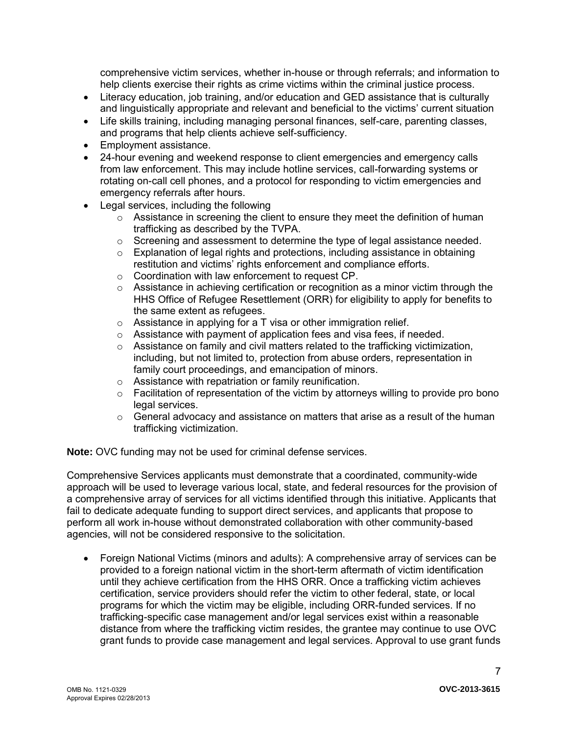comprehensive victim services, whether in-house or through referrals; and information to help clients exercise their rights as crime victims within the criminal justice process.

- Literacy education, job training, and/or education and GED assistance that is culturally and linguistically appropriate and relevant and beneficial to the victims' current situation
- Life skills training, including managing personal finances, self-care, parenting classes, and programs that help clients achieve self-sufficiency.
- Employment assistance.
- 24-hour evening and weekend response to client emergencies and emergency calls from law enforcement. This may include hotline services, call-forwarding systems or rotating on-call cell phones, and a protocol for responding to victim emergencies and emergency referrals after hours.
- Legal services, including the following
  - Assistance in screening the client to ensure they meet the definition of human trafficking as described by the TVPA.
  - Screening and assessment to determine the type of legal assistance needed.
  - Explanation of legal rights and protections, including assistance in obtaining restitution and victims' rights enforcement and compliance efforts.
  - Coordination with law enforcement to request CP.
  - Assistance in achieving certification or recognition as a minor victim through the HHS Office of Refugee Resettlement (ORR) for eligibility to apply for benefits to the same extent as refugees.
  - Assistance in applying for a T visa or other immigration relief.
  - Assistance with payment of application fees and visa fees, if needed.
  - Assistance on family and civil matters related to the trafficking victimization, including, but not limited to, protection from abuse orders, representation in family court proceedings, and emancipation of minors.
  - Assistance with repatriation or family reunification.
  - Facilitation of representation of the victim by attorneys willing to provide pro bono legal services.
  - General advocacy and assistance on matters that arise as a result of the human trafficking victimization.

**Note:** OVC funding may not be used for criminal defense services.

Comprehensive Services applicants must demonstrate that a coordinated, community-wide approach will be used to leverage various local, state, and federal resources for the provision of a comprehensive array of services for all victims identified through this initiative. Applicants that fail to dedicate adequate funding to support direct services, and applicants that propose to perform all work in-house without demonstrated collaboration with other community-based agencies, will not be considered responsive to the solicitation.

- Foreign National Victims (minors and adults): A comprehensive array of services can be provided to a foreign national victim in the short-term aftermath of victim identification until they achieve certification from the HHS ORR. Once a trafficking victim achieves certification, service providers should refer the victim to other federal, state, or local programs for which the victim may be eligible, including ORR-funded services. If no trafficking-specific case management and/or legal services exist within a reasonable distance from where the trafficking victim resides, the grantee may continue to use OVC grant funds to provide case management and legal services. Approval to use grant funds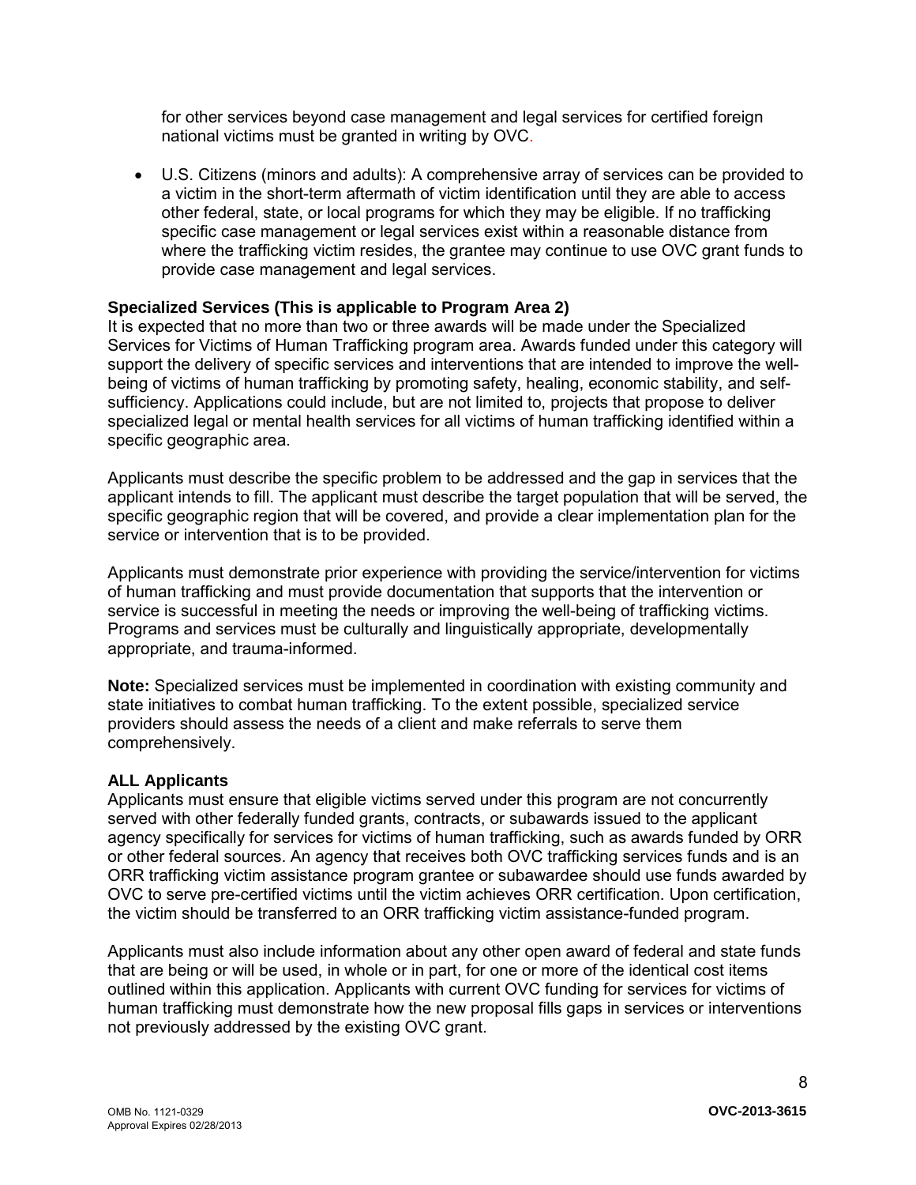for other services beyond case management and legal services for certified foreign national victims must be granted in writing by OVC.

- U.S. Citizens (minors and adults): A comprehensive array of services can be provided to a victim in the short-term aftermath of victim identification until they are able to access other federal, state, or local programs for which they may be eligible. If no trafficking specific case management or legal services exist within a reasonable distance from where the trafficking victim resides, the grantee may continue to use OVC grant funds to provide case management and legal services.

**Specialized Services (This is applicable to Program Area 2)**
It is expected that no more than two or three awards will be made under the Specialized Services for Victims of Human Trafficking program area. Awards funded under this category will support the delivery of specific services and interventions that are intended to improve the well-being of victims of human trafficking by promoting safety, healing, economic stability, and self-sufficiency. Applications could include, but are not limited to, projects that propose to deliver specialized legal or mental health services for all victims of human trafficking identified within a specific geographic area.

Applicants must describe the specific problem to be addressed and the gap in services that the applicant intends to fill. The applicant must describe the target population that will be served, the specific geographic region that will be covered, and provide a clear implementation plan for the service or intervention that is to be provided.

Applicants must demonstrate prior experience with providing the service/intervention for victims of human trafficking and must provide documentation that supports that the intervention or service is successful in meeting the needs or improving the well-being of trafficking victims. Programs and services must be culturally and linguistically appropriate, developmentally appropriate, and trauma-informed.

**Note:** Specialized services must be implemented in coordination with existing community and state initiatives to combat human trafficking. To the extent possible, specialized service providers should assess the needs of a client and make referrals to serve them comprehensively.

**ALL Applicants**
Applicants must ensure that eligible victims served under this program are not concurrently served with other federally funded grants, contracts, or subawards issued to the applicant agency specifically for services for victims of human trafficking, such as awards funded by ORR or other federal sources. An agency that receives both OVC trafficking services funds and is an ORR trafficking victim assistance program grantee or subawardee should use funds awarded by OVC to serve pre-certified victims until the victim achieves ORR certification. Upon certification, the victim should be transferred to an ORR trafficking victim assistance-funded program.

Applicants must also include information about any other open award of federal and state funds that are being or will be used, in whole or in part, for one or more of the identical cost items outlined within this application. Applicants with current OVC funding for services for victims of human trafficking must demonstrate how the new proposal fills gaps in services or interventions not previously addressed by the existing OVC grant.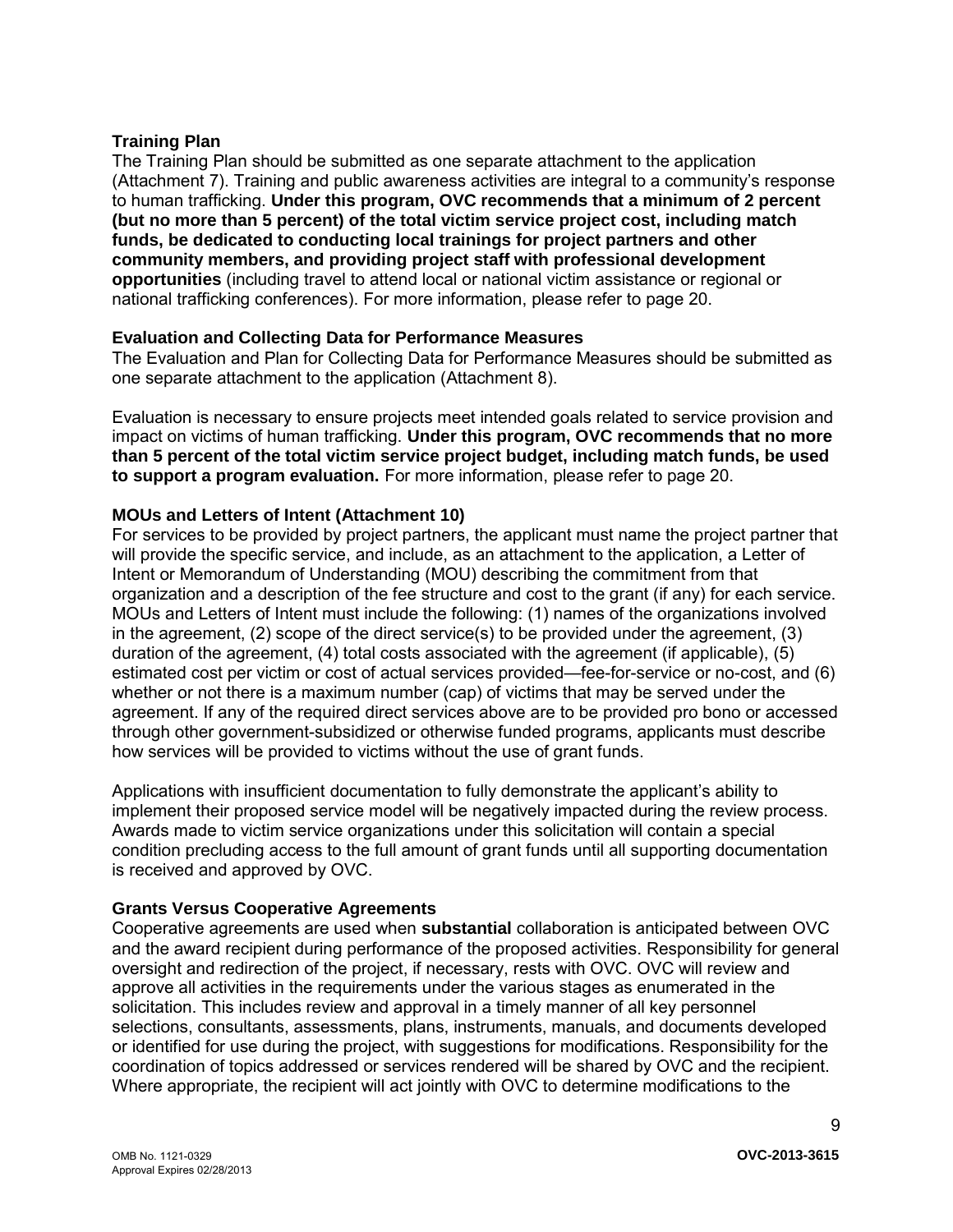**Training Plan**

The Training Plan should be submitted as one separate attachment to the application (Attachment 7). Training and public awareness activities are integral to a community's response to human trafficking. **Under this program, OVC recommends that a minimum of 2 percent (but no more than 5 percent) of the total victim service project cost, including match funds, be dedicated to conducting local trainings for project partners and other community members, and providing project staff with professional development opportunities** (including travel to attend local or national victim assistance or regional or national trafficking conferences). For more information, please refer to page 20.

**Evaluation and Collecting Data for Performance Measures**

The Evaluation and Plan for Collecting Data for Performance Measures should be submitted as one separate attachment to the application (Attachment 8).

Evaluation is necessary to ensure projects meet intended goals related to service provision and impact on victims of human trafficking. **Under this program, OVC recommends that no more than 5 percent of the total victim service project budget, including match funds, be used to support a program evaluation.** For more information, please refer to page 20.

**MOUs and Letters of Intent (Attachment 10)**

For services to be provided by project partners, the applicant must name the project partner that will provide the specific service, and include, as an attachment to the application, a Letter of Intent or Memorandum of Understanding (MOU) describing the commitment from that organization and a description of the fee structure and cost to the grant (if any) for each service. MOUs and Letters of Intent must include the following: (1) names of the organizations involved in the agreement, (2) scope of the direct service(s) to be provided under the agreement, (3) duration of the agreement, (4) total costs associated with the agreement (if applicable), (5) estimated cost per victim or cost of actual services provided—fee-for-service or no-cost, and (6) whether or not there is a maximum number (cap) of victims that may be served under the agreement. If any of the required direct services above are to be provided pro bono or accessed through other government-subsidized or otherwise funded programs, applicants must describe how services will be provided to victims without the use of grant funds.

Applications with insufficient documentation to fully demonstrate the applicant's ability to implement their proposed service model will be negatively impacted during the review process. Awards made to victim service organizations under this solicitation will contain a special condition precluding access to the full amount of grant funds until all supporting documentation is received and approved by OVC.

**Grants Versus Cooperative Agreements**

Cooperative agreements are used when **substantial** collaboration is anticipated between OVC and the award recipient during performance of the proposed activities. Responsibility for general oversight and redirection of the project, if necessary, rests with OVC. OVC will review and approve all activities in the requirements under the various stages as enumerated in the solicitation. This includes review and approval in a timely manner of all key personnel selections, consultants, assessments, plans, instruments, manuals, and documents developed or identified for use during the project, with suggestions for modifications. Responsibility for the coordination of topics addressed or services rendered will be shared by OVC and the recipient. Where appropriate, the recipient will act jointly with OVC to determine modifications to the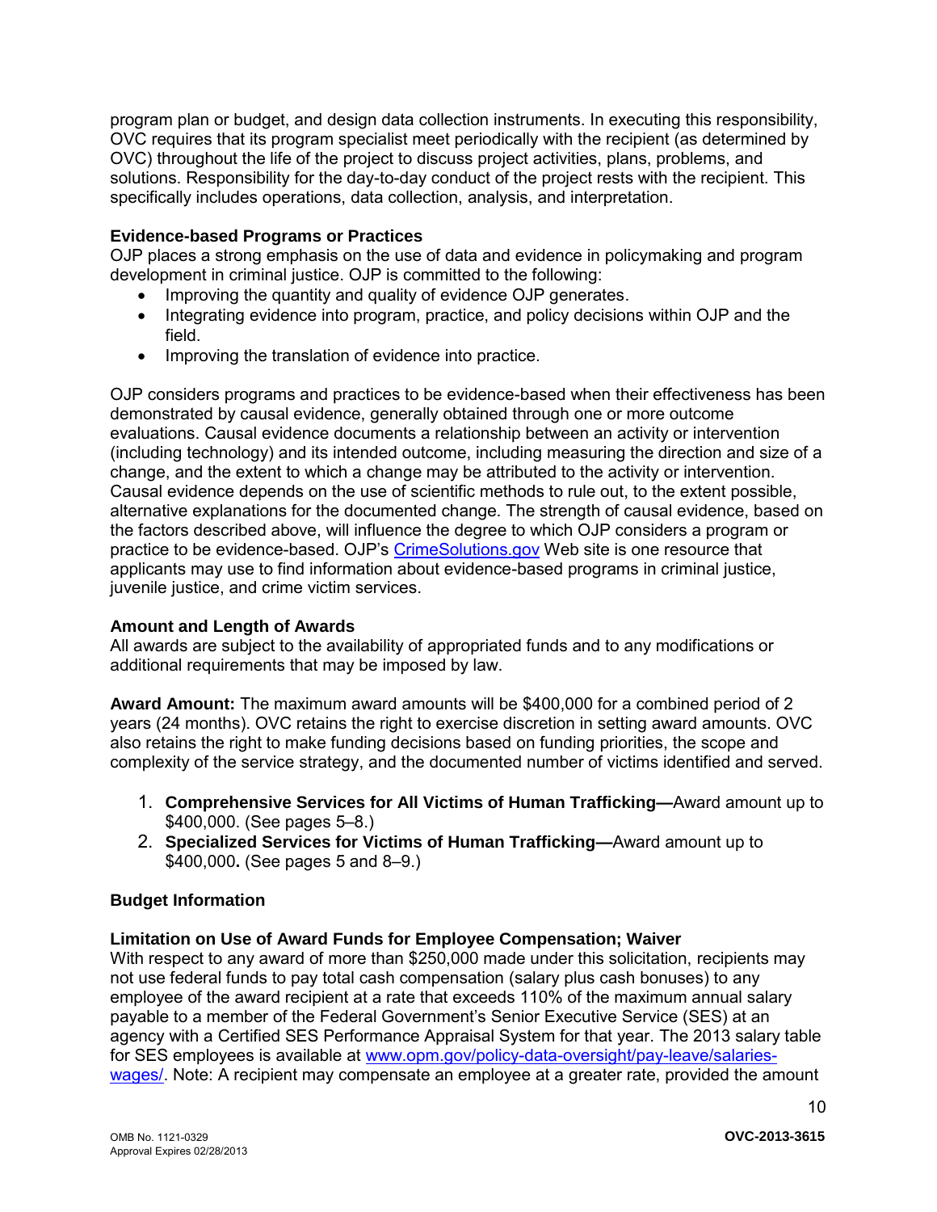program plan or budget, and design data collection instruments. In executing this responsibility, OVC requires that its program specialist meet periodically with the recipient (as determined by OVC) throughout the life of the project to discuss project activities, plans, problems, and solutions. Responsibility for the day-to-day conduct of the project rests with the recipient. This specifically includes operations, data collection, analysis, and interpretation.

**Evidence-based Programs or Practices**

OJP places a strong emphasis on the use of data and evidence in policymaking and program development in criminal justice. OJP is committed to the following:

- Improving the quantity and quality of evidence OJP generates.
- Integrating evidence into program, practice, and policy decisions within OJP and the field.
- Improving the translation of evidence into practice.

OJP considers programs and practices to be evidence-based when their effectiveness has been demonstrated by causal evidence, generally obtained through one or more outcome evaluations. Causal evidence documents a relationship between an activity or intervention (including technology) and its intended outcome, including measuring the direction and size of a change, and the extent to which a change may be attributed to the activity or intervention. Causal evidence depends on the use of scientific methods to rule out, to the extent possible, alternative explanations for the documented change. The strength of causal evidence, based on the factors described above, will influence the degree to which OJP considers a program or practice to be evidence-based. OJP's [CrimeSolutions.gov](http://www.crimesolutions.gov) Web site is one resource that applicants may use to find information about evidence-based programs in criminal justice, juvenile justice, and crime victim services.

**Amount and Length of Awards**

All awards are subject to the availability of appropriated funds and to any modifications or additional requirements that may be imposed by law.

**Award Amount:** The maximum award amounts will be $400,000 for a combined period of 2 years (24 months). OVC retains the right to exercise discretion in setting award amounts. OVC also retains the right to make funding decisions based on funding priorities, the scope and complexity of the service strategy, and the documented number of victims identified and served.

1. **Comprehensive Services for All Victims of Human Trafficking—**Award amount up to $400,000. (See pages 5–8.)
2. **Specialized Services for Victims of Human Trafficking—**Award amount up to $400,000**.** (See pages 5 and 8–9.)

**Budget Information**

**Limitation on Use of Award Funds for Employee Compensation; Waiver**

With respect to any award of more than $250,000 made under this solicitation, recipients may not use federal funds to pay total cash compensation (salary plus cash bonuses) to any employee of the award recipient at a rate that exceeds 110% of the maximum annual salary payable to a member of the Federal Government's Senior Executive Service (SES) at an agency with a Certified SES Performance Appraisal System for that year. The 2013 salary table for SES employees is available at [www.opm.gov/policy-data-oversight/pay-leave/salaries-wages/](http://www.opm.gov/policy-data-oversight/pay-leave/salaries-wages/). Note: A recipient may compensate an employee at a greater rate, provided the amount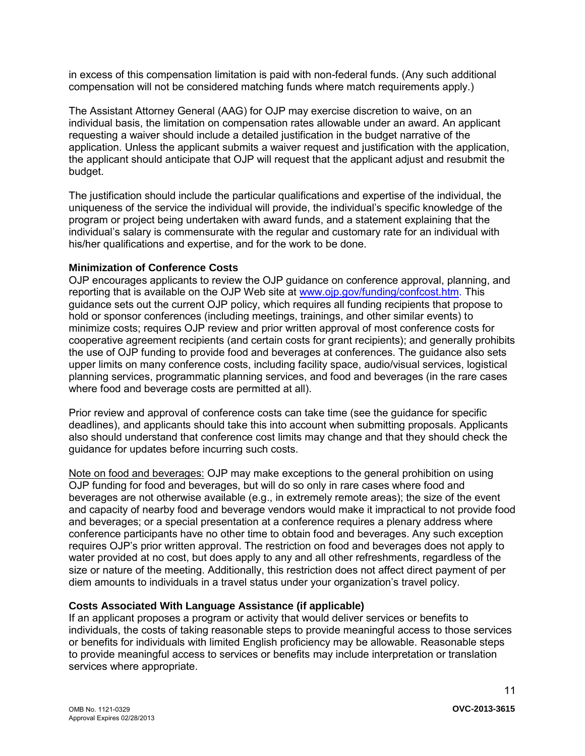in excess of this compensation limitation is paid with non-federal funds. (Any such additional compensation will not be considered matching funds where match requirements apply.)

The Assistant Attorney General (AAG) for OJP may exercise discretion to waive, on an individual basis, the limitation on compensation rates allowable under an award. An applicant requesting a waiver should include a detailed justification in the budget narrative of the application. Unless the applicant submits a waiver request and justification with the application, the applicant should anticipate that OJP will request that the applicant adjust and resubmit the budget.

The justification should include the particular qualifications and expertise of the individual, the uniqueness of the service the individual will provide, the individual's specific knowledge of the program or project being undertaken with award funds, and a statement explaining that the individual's salary is commensurate with the regular and customary rate for an individual with his/her qualifications and expertise, and for the work to be done.

**Minimization of Conference Costs**

OJP encourages applicants to review the OJP guidance on conference approval, planning, and reporting that is available on the OJP Web site at www.ojp.gov/funding/confcost.htm. This guidance sets out the current OJP policy, which requires all funding recipients that propose to hold or sponsor conferences (including meetings, trainings, and other similar events) to minimize costs; requires OJP review and prior written approval of most conference costs for cooperative agreement recipients (and certain costs for grant recipients); and generally prohibits the use of OJP funding to provide food and beverages at conferences. The guidance also sets upper limits on many conference costs, including facility space, audio/visual services, logistical planning services, programmatic planning services, and food and beverages (in the rare cases where food and beverage costs are permitted at all).

Prior review and approval of conference costs can take time (see the guidance for specific deadlines), and applicants should take this into account when submitting proposals. Applicants also should understand that conference cost limits may change and that they should check the guidance for updates before incurring such costs.

Note on food and beverages: OJP may make exceptions to the general prohibition on using OJP funding for food and beverages, but will do so only in rare cases where food and beverages are not otherwise available (e.g., in extremely remote areas); the size of the event and capacity of nearby food and beverage vendors would make it impractical to not provide food and beverages; or a special presentation at a conference requires a plenary address where conference participants have no other time to obtain food and beverages. Any such exception requires OJP's prior written approval. The restriction on food and beverages does not apply to water provided at no cost, but does apply to any and all other refreshments, regardless of the size or nature of the meeting. Additionally, this restriction does not affect direct payment of per diem amounts to individuals in a travel status under your organization's travel policy.

**Costs Associated With Language Assistance (if applicable)**

If an applicant proposes a program or activity that would deliver services or benefits to individuals, the costs of taking reasonable steps to provide meaningful access to those services or benefits for individuals with limited English proficiency may be allowable. Reasonable steps to provide meaningful access to services or benefits may include interpretation or translation services where appropriate.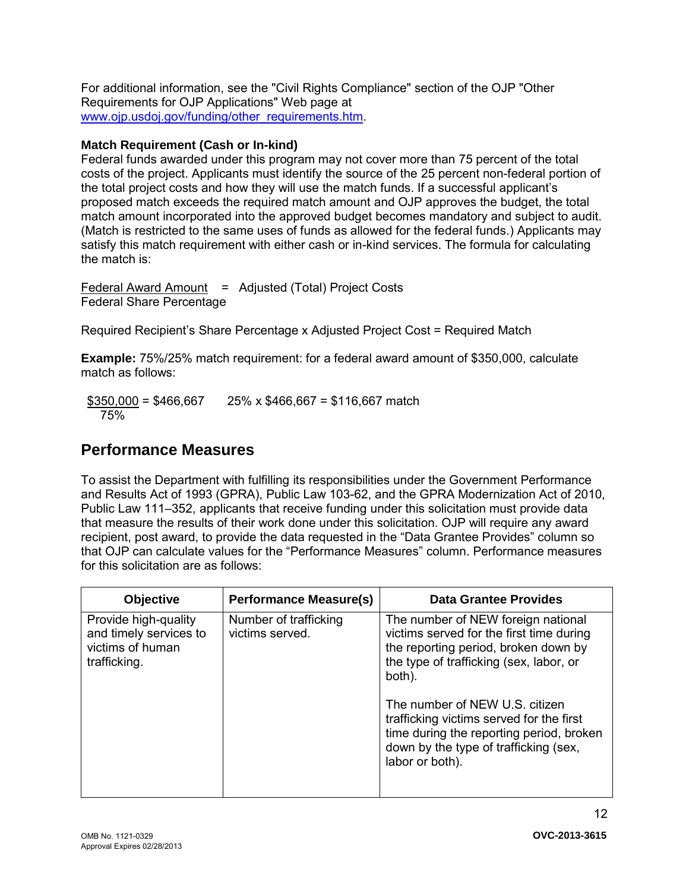For additional information, see the "Civil Rights Compliance" section of the OJP "Other Requirements for OJP Applications" Web page at www.ojp.usdoj.gov/funding/other_requirements.htm.

**Match Requirement (Cash or In-kind)**

Federal funds awarded under this program may not cover more than 75 percent of the total costs of the project. Applicants must identify the source of the 25 percent non-federal portion of the total project costs and how they will use the match funds. If a successful applicant's proposed match exceeds the required match amount and OJP approves the budget, the total match amount incorporated into the approved budget becomes mandatory and subject to audit. (Match is restricted to the same uses of funds as allowed for the federal funds.) Applicants may satisfy this match requirement with either cash or in-kind services. The formula for calculating the match is:

$$\frac{\text{Federal Award Amount}}{\text{Federal Share Percentage}} = \text{Adjusted (Total) Project Costs}$$

Required Recipient's Share Percentage x Adjusted Project Cost = Required Match

**Example:** 75%/25% match requirement: for a federal award amount of $350,000, calculate match as follows:

$$\frac{\$350{,}000}{75\%} = \$466{,}667 \qquad 25\% \times \$466{,}667 = \$116{,}667 \text{ match}$$

## Performance Measures

To assist the Department with fulfilling its responsibilities under the Government Performance and Results Act of 1993 (GPRA), Public Law 103-62, and the GPRA Modernization Act of 2010, Public Law 111–352, applicants that receive funding under this solicitation must provide data that measure the results of their work done under this solicitation. OJP will require any award recipient, post award, to provide the data requested in the "Data Grantee Provides" column so that OJP can calculate values for the "Performance Measures" column. Performance measures for this solicitation are as follows:

| Objective | Performance Measure(s) | Data Grantee Provides |
|---|---|---|
| Provide high-quality and timely services to victims of human trafficking. | Number of trafficking victims served. | The number of NEW foreign national victims served for the first time during the reporting period, broken down by the type of trafficking (sex, labor, or both).<br><br>The number of NEW U.S. citizen trafficking victims served for the first time during the reporting period, broken down by the type of trafficking (sex, labor or both). |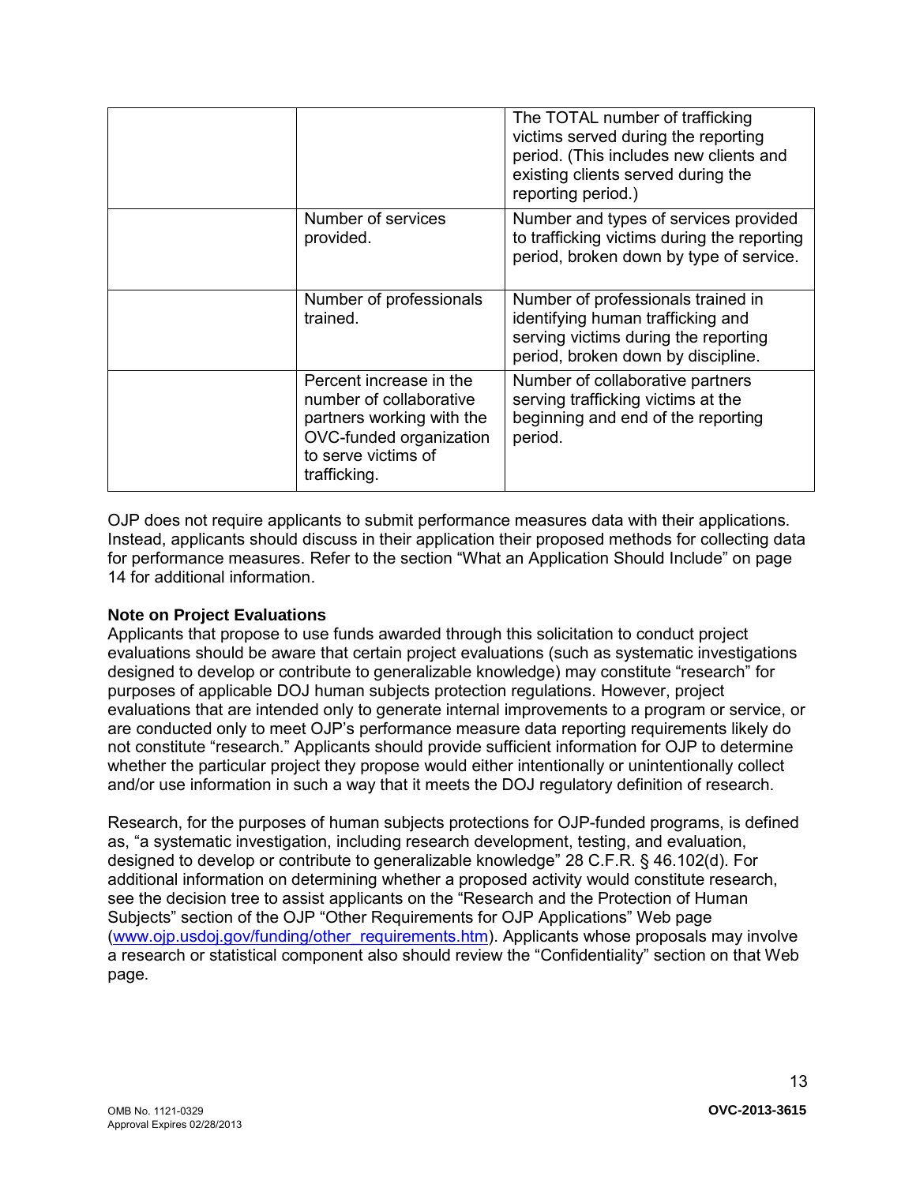| | | |
|---|---|---|
| | | The TOTAL number of trafficking victims served during the reporting period. (This includes new clients and existing clients served during the reporting period.) |
| | Number of services provided. | Number and types of services provided to trafficking victims during the reporting period, broken down by type of service. |
| | Number of professionals trained. | Number of professionals trained in identifying human trafficking and serving victims during the reporting period, broken down by discipline. |
| | Percent increase in the number of collaborative partners working with the OVC-funded organization to serve victims of trafficking. | Number of collaborative partners serving trafficking victims at the beginning and end of the reporting period. |

OJP does not require applicants to submit performance measures data with their applications. Instead, applicants should discuss in their application their proposed methods for collecting data for performance measures. Refer to the section "What an Application Should Include" on page 14 for additional information.

**Note on Project Evaluations**

Applicants that propose to use funds awarded through this solicitation to conduct project evaluations should be aware that certain project evaluations (such as systematic investigations designed to develop or contribute to generalizable knowledge) may constitute "research" for purposes of applicable DOJ human subjects protection regulations. However, project evaluations that are intended only to generate internal improvements to a program or service, or are conducted only to meet OJP's performance measure data reporting requirements likely do not constitute "research." Applicants should provide sufficient information for OJP to determine whether the particular project they propose would either intentionally or unintentionally collect and/or use information in such a way that it meets the DOJ regulatory definition of research.

Research, for the purposes of human subjects protections for OJP-funded programs, is defined as, "a systematic investigation, including research development, testing, and evaluation, designed to develop or contribute to generalizable knowledge" 28 C.F.R. § 46.102(d). For additional information on determining whether a proposed activity would constitute research, see the decision tree to assist applicants on the "Research and the Protection of Human Subjects" section of the OJP "Other Requirements for OJP Applications" Web page (www.ojp.usdoj.gov/funding/other_requirements.htm). Applicants whose proposals may involve a research or statistical component also should review the "Confidentiality" section on that Web page.

OMB No. 1121-0329
Approval Expires 02/28/2013

**OVC-2013-3615**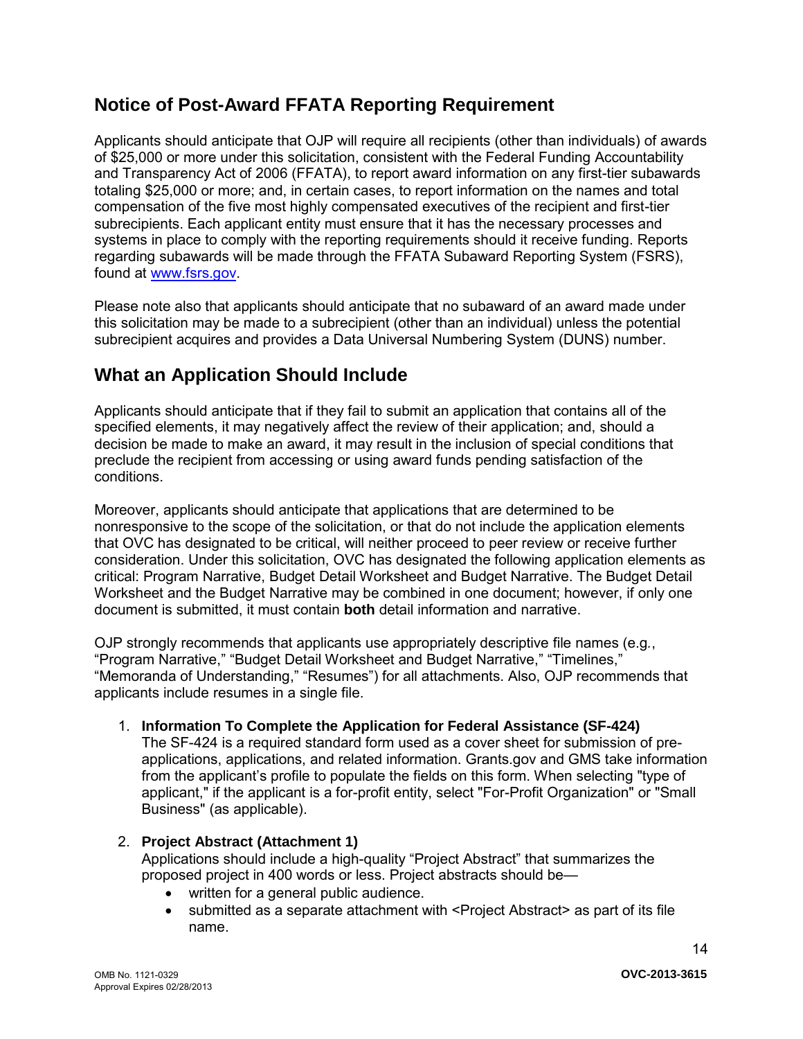## Notice of Post-Award FFATA Reporting Requirement

Applicants should anticipate that OJP will require all recipients (other than individuals) of awards of $25,000 or more under this solicitation, consistent with the Federal Funding Accountability and Transparency Act of 2006 (FFATA), to report award information on any first-tier subawards totaling $25,000 or more; and, in certain cases, to report information on the names and total compensation of the five most highly compensated executives of the recipient and first-tier subrecipients. Each applicant entity must ensure that it has the necessary processes and systems in place to comply with the reporting requirements should it receive funding. Reports regarding subawards will be made through the FFATA Subaward Reporting System (FSRS), found at [www.fsrs.gov](http://www.fsrs.gov).

Please note also that applicants should anticipate that no subaward of an award made under this solicitation may be made to a subrecipient (other than an individual) unless the potential subrecipient acquires and provides a Data Universal Numbering System (DUNS) number.

## What an Application Should Include

Applicants should anticipate that if they fail to submit an application that contains all of the specified elements, it may negatively affect the review of their application; and, should a decision be made to make an award, it may result in the inclusion of special conditions that preclude the recipient from accessing or using award funds pending satisfaction of the conditions.

Moreover, applicants should anticipate that applications that are determined to be nonresponsive to the scope of the solicitation, or that do not include the application elements that OVC has designated to be critical, will neither proceed to peer review or receive further consideration. Under this solicitation, OVC has designated the following application elements as critical: Program Narrative, Budget Detail Worksheet and Budget Narrative. The Budget Detail Worksheet and the Budget Narrative may be combined in one document; however, if only one document is submitted, it must contain **both** detail information and narrative.

OJP strongly recommends that applicants use appropriately descriptive file names (e.g., "Program Narrative," "Budget Detail Worksheet and Budget Narrative," "Timelines," "Memoranda of Understanding," "Resumes") for all attachments. Also, OJP recommends that applicants include resumes in a single file.

1. **Information To Complete the Application for Federal Assistance (SF-424)**
   The SF-424 is a required standard form used as a cover sheet for submission of pre-applications, applications, and related information. Grants.gov and GMS take information from the applicant's profile to populate the fields on this form. When selecting "type of applicant," if the applicant is a for-profit entity, select "For-Profit Organization" or "Small Business" (as applicable).

2. **Project Abstract (Attachment 1)**
   Applications should include a high-quality "Project Abstract" that summarizes the proposed project in 400 words or less. Project abstracts should be—
   - written for a general public audience.
   - submitted as a separate attachment with <Project Abstract> as part of its file name.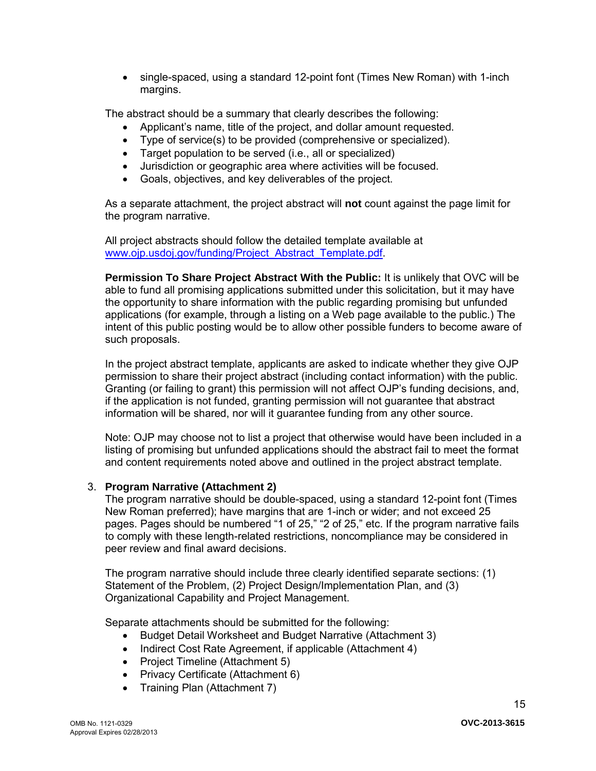- single-spaced, using a standard 12-point font (Times New Roman) with 1-inch margins.

The abstract should be a summary that clearly describes the following:

- Applicant's name, title of the project, and dollar amount requested.
- Type of service(s) to be provided (comprehensive or specialized).
- Target population to be served (i.e., all or specialized)
- Jurisdiction or geographic area where activities will be focused.
- Goals, objectives, and key deliverables of the project.

As a separate attachment, the project abstract will **not** count against the page limit for the program narrative.

All project abstracts should follow the detailed template available at [www.ojp.usdoj.gov/funding/Project_Abstract_Template.pdf](www.ojp.usdoj.gov/funding/Project_Abstract_Template.pdf).

**Permission To Share Project Abstract With the Public:** It is unlikely that OVC will be able to fund all promising applications submitted under this solicitation, but it may have the opportunity to share information with the public regarding promising but unfunded applications (for example, through a listing on a Web page available to the public.) The intent of this public posting would be to allow other possible funders to become aware of such proposals.

In the project abstract template, applicants are asked to indicate whether they give OJP permission to share their project abstract (including contact information) with the public. Granting (or failing to grant) this permission will not affect OJP's funding decisions, and, if the application is not funded, granting permission will not guarantee that abstract information will be shared, nor will it guarantee funding from any other source.

Note: OJP may choose not to list a project that otherwise would have been included in a listing of promising but unfunded applications should the abstract fail to meet the format and content requirements noted above and outlined in the project abstract template.

3. **Program Narrative (Attachment 2)**
   The program narrative should be double-spaced, using a standard 12-point font (Times New Roman preferred); have margins that are 1-inch or wider; and not exceed 25 pages. Pages should be numbered "1 of 25," "2 of 25," etc. If the program narrative fails to comply with these length-related restrictions, noncompliance may be considered in peer review and final award decisions.

   The program narrative should include three clearly identified separate sections: (1) Statement of the Problem, (2) Project Design/Implementation Plan, and (3) Organizational Capability and Project Management.

   Separate attachments should be submitted for the following:

   - Budget Detail Worksheet and Budget Narrative (Attachment 3)
   - Indirect Cost Rate Agreement, if applicable (Attachment 4)
   - Project Timeline (Attachment 5)
   - Privacy Certificate (Attachment 6)
   - Training Plan (Attachment 7)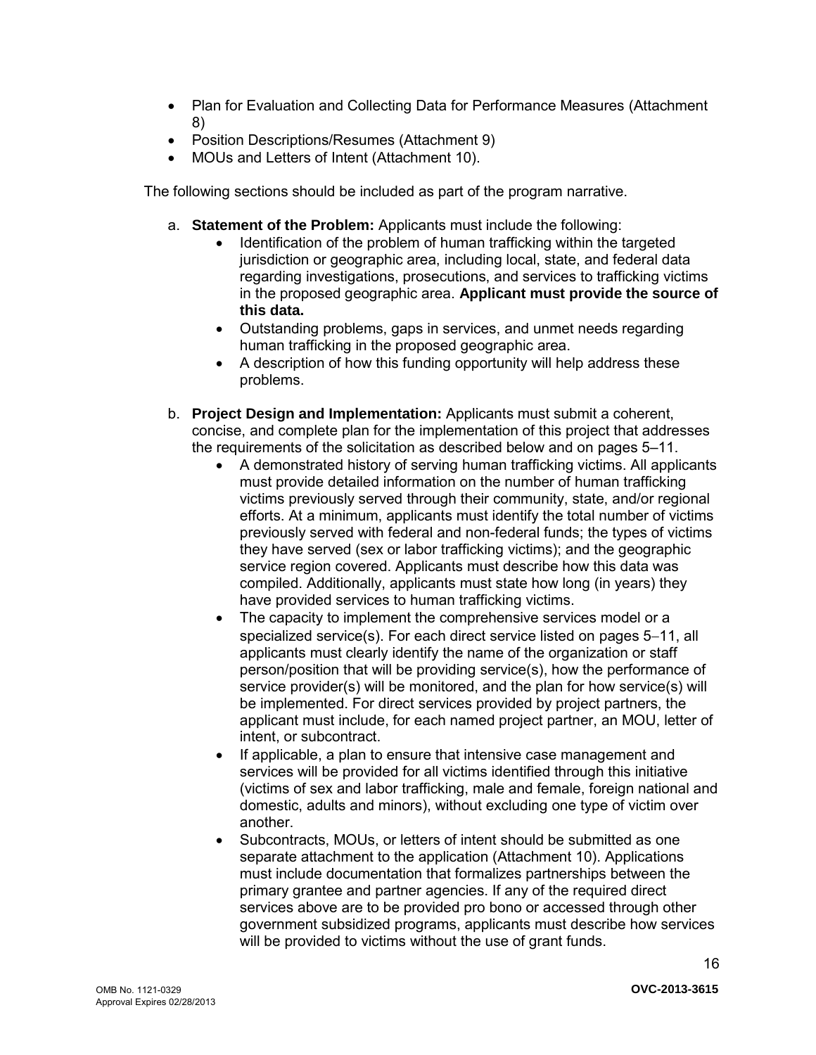- Plan for Evaluation and Collecting Data for Performance Measures (Attachment 8)
- Position Descriptions/Resumes (Attachment 9)
- MOUs and Letters of Intent (Attachment 10).

The following sections should be included as part of the program narrative.

a. **Statement of the Problem:** Applicants must include the following:
   - Identification of the problem of human trafficking within the targeted jurisdiction or geographic area, including local, state, and federal data regarding investigations, prosecutions, and services to trafficking victims in the proposed geographic area. **Applicant must provide the source of this data.**
   - Outstanding problems, gaps in services, and unmet needs regarding human trafficking in the proposed geographic area.
   - A description of how this funding opportunity will help address these problems.

b. **Project Design and Implementation:** Applicants must submit a coherent, concise, and complete plan for the implementation of this project that addresses the requirements of the solicitation as described below and on pages 5–11.
   - A demonstrated history of serving human trafficking victims. All applicants must provide detailed information on the number of human trafficking victims previously served through their community, state, and/or regional efforts. At a minimum, applicants must identify the total number of victims previously served with federal and non-federal funds; the types of victims they have served (sex or labor trafficking victims); and the geographic service region covered. Applicants must describe how this data was compiled. Additionally, applicants must state how long (in years) they have provided services to human trafficking victims.
   - The capacity to implement the comprehensive services model or a specialized service(s). For each direct service listed on pages 5–11, all applicants must clearly identify the name of the organization or staff person/position that will be providing service(s), how the performance of service provider(s) will be monitored, and the plan for how service(s) will be implemented. For direct services provided by project partners, the applicant must include, for each named project partner, an MOU, letter of intent, or subcontract.
   - If applicable, a plan to ensure that intensive case management and services will be provided for all victims identified through this initiative (victims of sex and labor trafficking, male and female, foreign national and domestic, adults and minors), without excluding one type of victim over another.
   - Subcontracts, MOUs, or letters of intent should be submitted as one separate attachment to the application (Attachment 10). Applications must include documentation that formalizes partnerships between the primary grantee and partner agencies. If any of the required direct services above are to be provided pro bono or accessed through other government subsidized programs, applicants must describe how services will be provided to victims without the use of grant funds.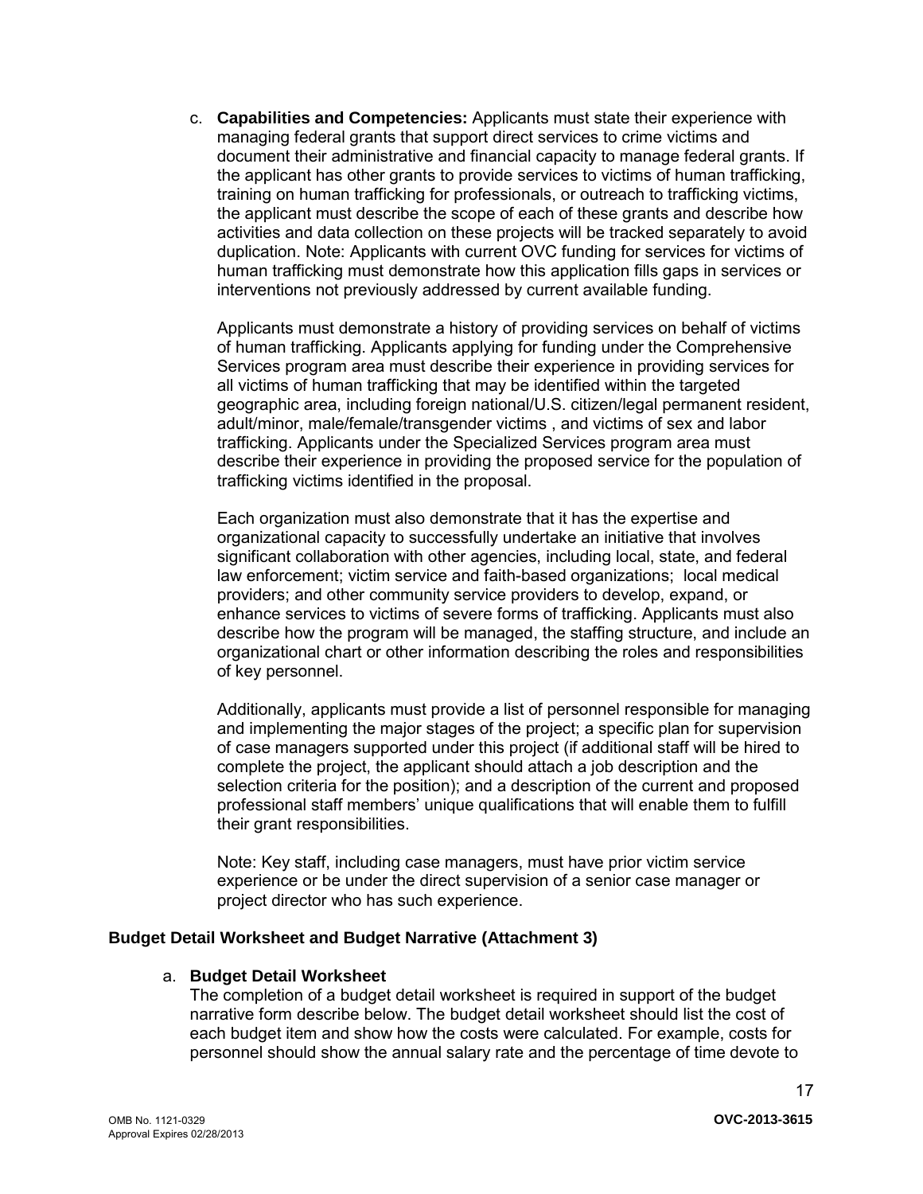c. **Capabilities and Competencies:** Applicants must state their experience with managing federal grants that support direct services to crime victims and document their administrative and financial capacity to manage federal grants. If the applicant has other grants to provide services to victims of human trafficking, training on human trafficking for professionals, or outreach to trafficking victims, the applicant must describe the scope of each of these grants and describe how activities and data collection on these projects will be tracked separately to avoid duplication. Note: Applicants with current OVC funding for services for victims of human trafficking must demonstrate how this application fills gaps in services or interventions not previously addressed by current available funding.

   Applicants must demonstrate a history of providing services on behalf of victims of human trafficking. Applicants applying for funding under the Comprehensive Services program area must describe their experience in providing services for all victims of human trafficking that may be identified within the targeted geographic area, including foreign national/U.S. citizen/legal permanent resident, adult/minor, male/female/transgender victims , and victims of sex and labor trafficking. Applicants under the Specialized Services program area must describe their experience in providing the proposed service for the population of trafficking victims identified in the proposal.

   Each organization must also demonstrate that it has the expertise and organizational capacity to successfully undertake an initiative that involves significant collaboration with other agencies, including local, state, and federal law enforcement; victim service and faith-based organizations; local medical providers; and other community service providers to develop, expand, or enhance services to victims of severe forms of trafficking. Applicants must also describe how the program will be managed, the staffing structure, and include an organizational chart or other information describing the roles and responsibilities of key personnel.

   Additionally, applicants must provide a list of personnel responsible for managing and implementing the major stages of the project; a specific plan for supervision of case managers supported under this project (if additional staff will be hired to complete the project, the applicant should attach a job description and the selection criteria for the position); and a description of the current and proposed professional staff members' unique qualifications that will enable them to fulfill their grant responsibilities.

   Note: Key staff, including case managers, must have prior victim service experience or be under the direct supervision of a senior case manager or project director who has such experience.

**Budget Detail Worksheet and Budget Narrative (Attachment 3)**

a. **Budget Detail Worksheet**
   The completion of a budget detail worksheet is required in support of the budget narrative form describe below. The budget detail worksheet should list the cost of each budget item and show how the costs were calculated. For example, costs for personnel should show the annual salary rate and the percentage of time devote to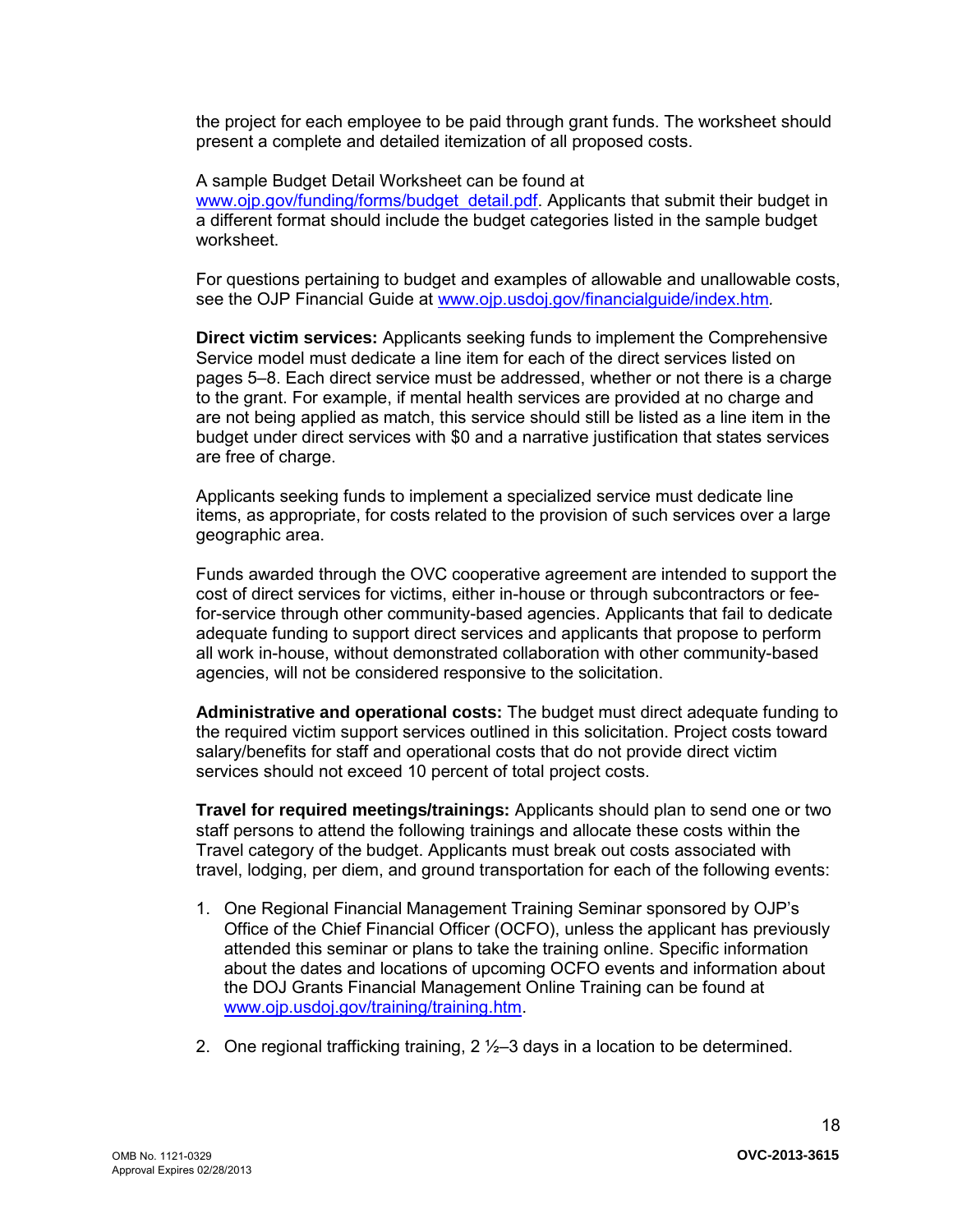the project for each employee to be paid through grant funds. The worksheet should present a complete and detailed itemization of all proposed costs.

A sample Budget Detail Worksheet can be found at www.ojp.gov/funding/forms/budget_detail.pdf. Applicants that submit their budget in a different format should include the budget categories listed in the sample budget worksheet.

For questions pertaining to budget and examples of allowable and unallowable costs, see the OJP Financial Guide at www.ojp.usdoj.gov/financialguide/index.htm*.*

**Direct victim services:** Applicants seeking funds to implement the Comprehensive Service model must dedicate a line item for each of the direct services listed on pages 5–8. Each direct service must be addressed, whether or not there is a charge to the grant. For example, if mental health services are provided at no charge and are not being applied as match, this service should still be listed as a line item in the budget under direct services with $0 and a narrative justification that states services are free of charge.

Applicants seeking funds to implement a specialized service must dedicate line items, as appropriate, for costs related to the provision of such services over a large geographic area.

Funds awarded through the OVC cooperative agreement are intended to support the cost of direct services for victims, either in-house or through subcontractors or fee-for-service through other community-based agencies. Applicants that fail to dedicate adequate funding to support direct services and applicants that propose to perform all work in-house, without demonstrated collaboration with other community-based agencies, will not be considered responsive to the solicitation.

**Administrative and operational costs:** The budget must direct adequate funding to the required victim support services outlined in this solicitation. Project costs toward salary/benefits for staff and operational costs that do not provide direct victim services should not exceed 10 percent of total project costs.

**Travel for required meetings/trainings:** Applicants should plan to send one or two staff persons to attend the following trainings and allocate these costs within the Travel category of the budget. Applicants must break out costs associated with travel, lodging, per diem, and ground transportation for each of the following events:

1. One Regional Financial Management Training Seminar sponsored by OJP's Office of the Chief Financial Officer (OCFO), unless the applicant has previously attended this seminar or plans to take the training online. Specific information about the dates and locations of upcoming OCFO events and information about the DOJ Grants Financial Management Online Training can be found at www.ojp.usdoj.gov/training/training.htm.

2. One regional trafficking training, 2 ½–3 days in a location to be determined.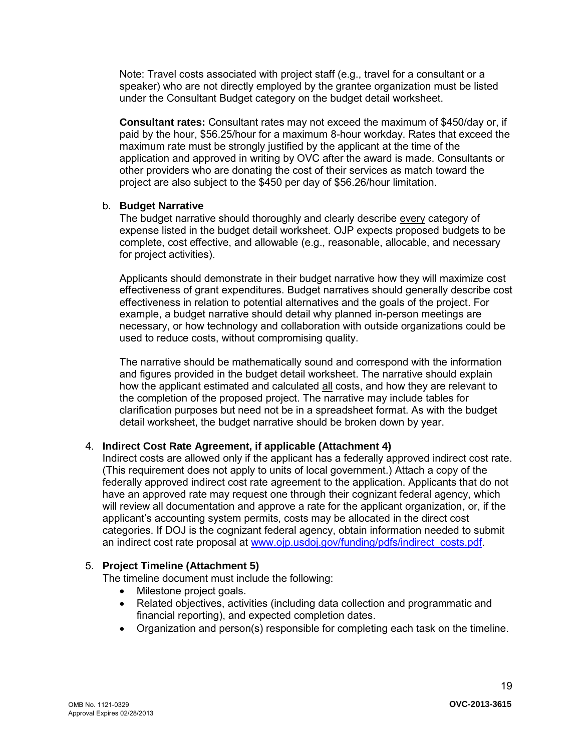Note: Travel costs associated with project staff (e.g., travel for a consultant or a speaker) who are not directly employed by the grantee organization must be listed under the Consultant Budget category on the budget detail worksheet.

**Consultant rates:** Consultant rates may not exceed the maximum of $450/day or, if paid by the hour, $56.25/hour for a maximum 8-hour workday. Rates that exceed the maximum rate must be strongly justified by the applicant at the time of the application and approved in writing by OVC after the award is made. Consultants or other providers who are donating the cost of their services as match toward the project are also subject to the $450 per day of $56.26/hour limitation.

b. **Budget Narrative**

The budget narrative should thoroughly and clearly describe every category of expense listed in the budget detail worksheet. OJP expects proposed budgets to be complete, cost effective, and allowable (e.g., reasonable, allocable, and necessary for project activities).

Applicants should demonstrate in their budget narrative how they will maximize cost effectiveness of grant expenditures. Budget narratives should generally describe cost effectiveness in relation to potential alternatives and the goals of the project. For example, a budget narrative should detail why planned in-person meetings are necessary, or how technology and collaboration with outside organizations could be used to reduce costs, without compromising quality.

The narrative should be mathematically sound and correspond with the information and figures provided in the budget detail worksheet. The narrative should explain how the applicant estimated and calculated all costs, and how they are relevant to the completion of the proposed project. The narrative may include tables for clarification purposes but need not be in a spreadsheet format. As with the budget detail worksheet, the budget narrative should be broken down by year.

4. **Indirect Cost Rate Agreement, if applicable (Attachment 4)**

Indirect costs are allowed only if the applicant has a federally approved indirect cost rate. (This requirement does not apply to units of local government.) Attach a copy of the federally approved indirect cost rate agreement to the application. Applicants that do not have an approved rate may request one through their cognizant federal agency, which will review all documentation and approve a rate for the applicant organization, or, if the applicant's accounting system permits, costs may be allocated in the direct cost categories. If DOJ is the cognizant federal agency, obtain information needed to submit an indirect cost rate proposal at [www.ojp.usdoj.gov/funding/pdfs/indirect_costs.pdf](www.ojp.usdoj.gov/funding/pdfs/indirect_costs.pdf).

5. **Project Timeline (Attachment 5)**

The timeline document must include the following:

- Milestone project goals.
- Related objectives, activities (including data collection and programmatic and financial reporting), and expected completion dates.
- Organization and person(s) responsible for completing each task on the timeline.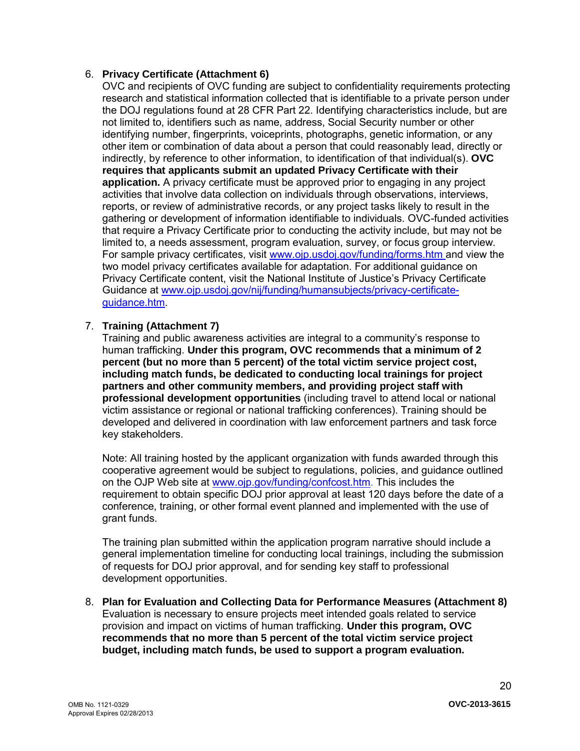6. **Privacy Certificate (Attachment 6)**
   OVC and recipients of OVC funding are subject to confidentiality requirements protecting research and statistical information collected that is identifiable to a private person under the DOJ regulations found at 28 CFR Part 22. Identifying characteristics include, but are not limited to, identifiers such as name, address, Social Security number or other identifying number, fingerprints, voiceprints, photographs, genetic information, or any other item or combination of data about a person that could reasonably lead, directly or indirectly, by reference to other information, to identification of that individual(s). **OVC requires that applicants submit an updated Privacy Certificate with their application.** A privacy certificate must be approved prior to engaging in any project activities that involve data collection on individuals through observations, interviews, reports, or review of administrative records, or any project tasks likely to result in the gathering or development of information identifiable to individuals. OVC-funded activities that require a Privacy Certificate prior to conducting the activity include, but may not be limited to, a needs assessment, program evaluation, survey, or focus group interview. For sample privacy certificates, visit www.ojp.usdoj.gov/funding/forms.htm and view the two model privacy certificates available for adaptation. For additional guidance on Privacy Certificate content, visit the National Institute of Justice's Privacy Certificate Guidance at www.ojp.usdoj.gov/nij/funding/humansubjects/privacy-certificate-guidance.htm.

7. **Training (Attachment 7)**
   Training and public awareness activities are integral to a community's response to human trafficking. **Under this program, OVC recommends that a minimum of 2 percent (but no more than 5 percent) of the total victim service project cost, including match funds, be dedicated to conducting local trainings for project partners and other community members, and providing project staff with professional development opportunities** (including travel to attend local or national victim assistance or regional or national trafficking conferences). Training should be developed and delivered in coordination with law enforcement partners and task force key stakeholders.

   Note: All training hosted by the applicant organization with funds awarded through this cooperative agreement would be subject to regulations, policies, and guidance outlined on the OJP Web site at www.ojp.gov/funding/confcost.htm. This includes the requirement to obtain specific DOJ prior approval at least 120 days before the date of a conference, training, or other formal event planned and implemented with the use of grant funds.

   The training plan submitted within the application program narrative should include a general implementation timeline for conducting local trainings, including the submission of requests for DOJ prior approval, and for sending key staff to professional development opportunities.

8. **Plan for Evaluation and Collecting Data for Performance Measures (Attachment 8)**
   Evaluation is necessary to ensure projects meet intended goals related to service provision and impact on victims of human trafficking. **Under this program, OVC recommends that no more than 5 percent of the total victim service project budget, including match funds, be used to support a program evaluation.**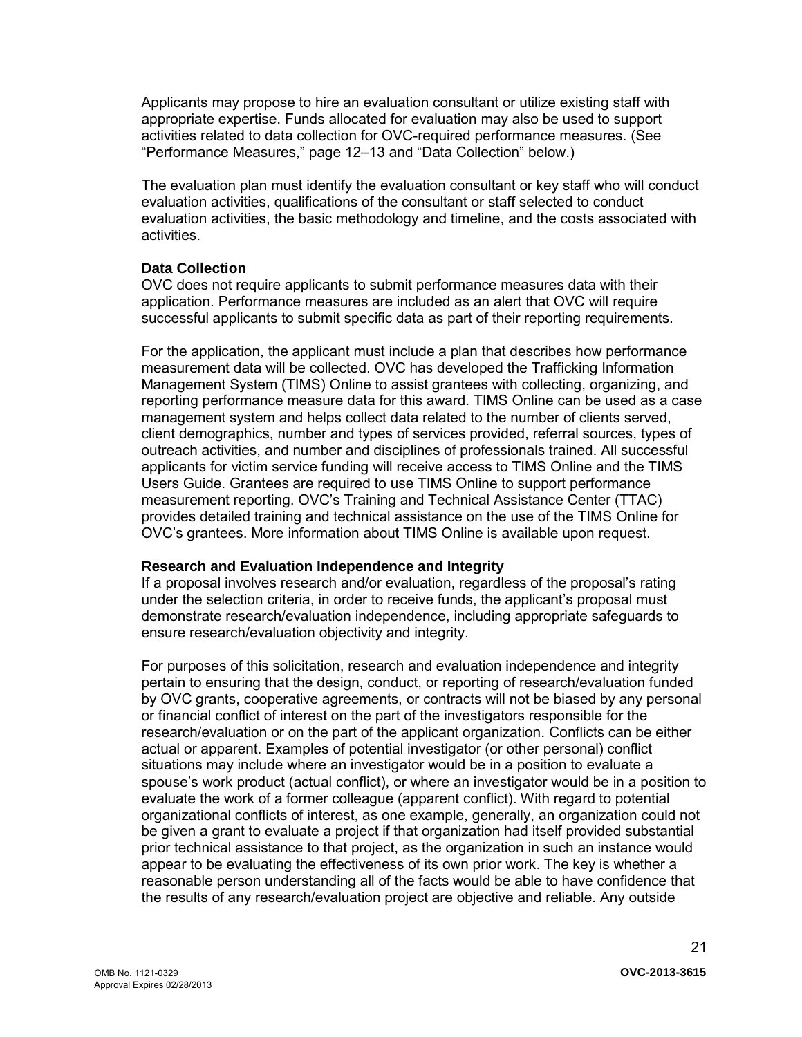Applicants may propose to hire an evaluation consultant or utilize existing staff with appropriate expertise. Funds allocated for evaluation may also be used to support activities related to data collection for OVC-required performance measures. (See "Performance Measures," page 12–13 and "Data Collection" below.)

The evaluation plan must identify the evaluation consultant or key staff who will conduct evaluation activities, qualifications of the consultant or staff selected to conduct evaluation activities, the basic methodology and timeline, and the costs associated with activities.

**Data Collection**

OVC does not require applicants to submit performance measures data with their application. Performance measures are included as an alert that OVC will require successful applicants to submit specific data as part of their reporting requirements.

For the application, the applicant must include a plan that describes how performance measurement data will be collected. OVC has developed the Trafficking Information Management System (TIMS) Online to assist grantees with collecting, organizing, and reporting performance measure data for this award. TIMS Online can be used as a case management system and helps collect data related to the number of clients served, client demographics, number and types of services provided, referral sources, types of outreach activities, and number and disciplines of professionals trained. All successful applicants for victim service funding will receive access to TIMS Online and the TIMS Users Guide. Grantees are required to use TIMS Online to support performance measurement reporting. OVC's Training and Technical Assistance Center (TTAC) provides detailed training and technical assistance on the use of the TIMS Online for OVC's grantees. More information about TIMS Online is available upon request.

**Research and Evaluation Independence and Integrity**

If a proposal involves research and/or evaluation, regardless of the proposal's rating under the selection criteria, in order to receive funds, the applicant's proposal must demonstrate research/evaluation independence, including appropriate safeguards to ensure research/evaluation objectivity and integrity.

For purposes of this solicitation, research and evaluation independence and integrity pertain to ensuring that the design, conduct, or reporting of research/evaluation funded by OVC grants, cooperative agreements, or contracts will not be biased by any personal or financial conflict of interest on the part of the investigators responsible for the research/evaluation or on the part of the applicant organization. Conflicts can be either actual or apparent. Examples of potential investigator (or other personal) conflict situations may include where an investigator would be in a position to evaluate a spouse's work product (actual conflict), or where an investigator would be in a position to evaluate the work of a former colleague (apparent conflict). With regard to potential organizational conflicts of interest, as one example, generally, an organization could not be given a grant to evaluate a project if that organization had itself provided substantial prior technical assistance to that project, as the organization in such an instance would appear to be evaluating the effectiveness of its own prior work. The key is whether a reasonable person understanding all of the facts would be able to have confidence that the results of any research/evaluation project are objective and reliable. Any outside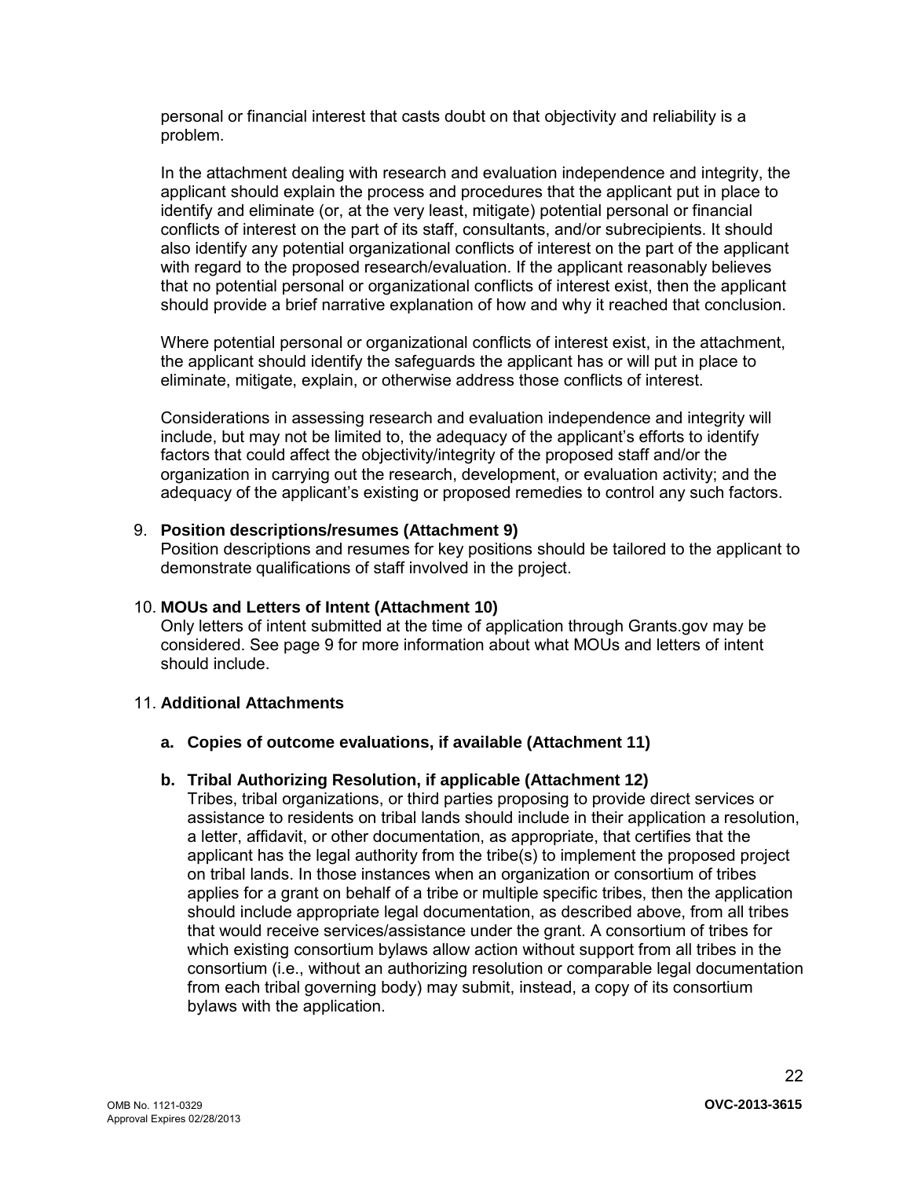personal or financial interest that casts doubt on that objectivity and reliability is a problem.

In the attachment dealing with research and evaluation independence and integrity, the applicant should explain the process and procedures that the applicant put in place to identify and eliminate (or, at the very least, mitigate) potential personal or financial conflicts of interest on the part of its staff, consultants, and/or subrecipients. It should also identify any potential organizational conflicts of interest on the part of the applicant with regard to the proposed research/evaluation. If the applicant reasonably believes that no potential personal or organizational conflicts of interest exist, then the applicant should provide a brief narrative explanation of how and why it reached that conclusion.

Where potential personal or organizational conflicts of interest exist, in the attachment, the applicant should identify the safeguards the applicant has or will put in place to eliminate, mitigate, explain, or otherwise address those conflicts of interest.

Considerations in assessing research and evaluation independence and integrity will include, but may not be limited to, the adequacy of the applicant's efforts to identify factors that could affect the objectivity/integrity of the proposed staff and/or the organization in carrying out the research, development, or evaluation activity; and the adequacy of the applicant's existing or proposed remedies to control any such factors.

9. **Position descriptions/resumes (Attachment 9)**
   Position descriptions and resumes for key positions should be tailored to the applicant to demonstrate qualifications of staff involved in the project.

10. **MOUs and Letters of Intent (Attachment 10)**
    Only letters of intent submitted at the time of application through Grants.gov may be considered. See page 9 for more information about what MOUs and letters of intent should include.

11. **Additional Attachments**

    a. **Copies of outcome evaluations, if available (Attachment 11)**

    b. **Tribal Authorizing Resolution, if applicable (Attachment 12)**
       Tribes, tribal organizations, or third parties proposing to provide direct services or assistance to residents on tribal lands should include in their application a resolution, a letter, affidavit, or other documentation, as appropriate, that certifies that the applicant has the legal authority from the tribe(s) to implement the proposed project on tribal lands. In those instances when an organization or consortium of tribes applies for a grant on behalf of a tribe or multiple specific tribes, then the application should include appropriate legal documentation, as described above, from all tribes that would receive services/assistance under the grant. A consortium of tribes for which existing consortium bylaws allow action without support from all tribes in the consortium (i.e., without an authorizing resolution or comparable legal documentation from each tribal governing body) may submit, instead, a copy of its consortium bylaws with the application.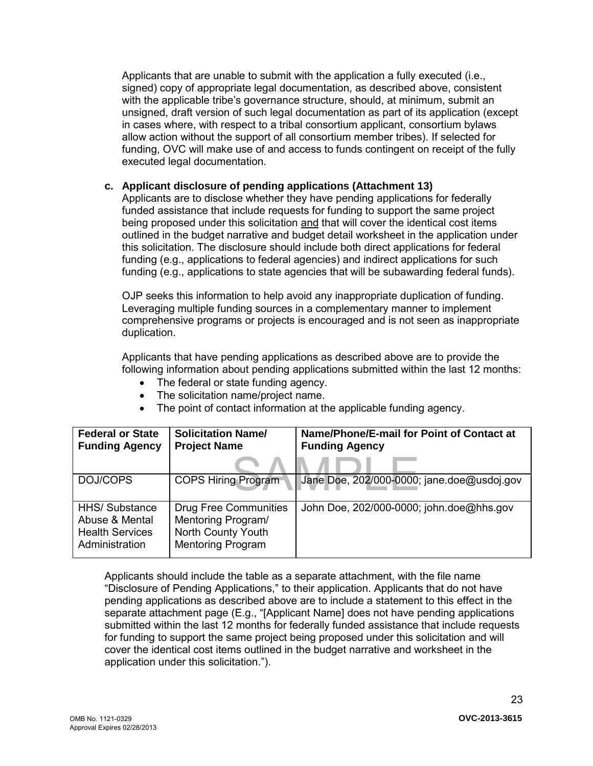Applicants that are unable to submit with the application a fully executed (i.e., signed) copy of appropriate legal documentation, as described above, consistent with the applicable tribe's governance structure, should, at minimum, submit an unsigned, draft version of such legal documentation as part of its application (except in cases where, with respect to a tribal consortium applicant, consortium bylaws allow action without the support of all consortium member tribes). If selected for funding, OVC will make use of and access to funds contingent on receipt of the fully executed legal documentation.

**c. Applicant disclosure of pending applications (Attachment 13)**

Applicants are to disclose whether they have pending applications for federally funded assistance that include requests for funding to support the same project being proposed under this solicitation and that will cover the identical cost items outlined in the budget narrative and budget detail worksheet in the application under this solicitation. The disclosure should include both direct applications for federal funding (e.g., applications to federal agencies) and indirect applications for such funding (e.g., applications to state agencies that will be subawarding federal funds).

OJP seeks this information to help avoid any inappropriate duplication of funding. Leveraging multiple funding sources in a complementary manner to implement comprehensive programs or projects is encouraged and is not seen as inappropriate duplication.

Applicants that have pending applications as described above are to provide the following information about pending applications submitted within the last 12 months:

- The federal or state funding agency.
- The solicitation name/project name.
- The point of contact information at the applicable funding agency.

| Federal or State Funding Agency | Solicitation Name/ Project Name | Name/Phone/E-mail for Point of Contact at Funding Agency |
|---|---|---|
| DOJ/COPS | COPS Hiring Program | Jane Doe, 202/000-0000; jane.doe@usdoj.gov |
| HHS/ Substance Abuse & Mental Health Services Administration | Drug Free Communities Mentoring Program/ North County Youth Mentoring Program | John Doe, 202/000-0000; john.doe@hhs.gov |

Applicants should include the table as a separate attachment, with the file name "Disclosure of Pending Applications," to their application. Applicants that do not have pending applications as described above are to include a statement to this effect in the separate attachment page (E.g., "[Applicant Name] does not have pending applications submitted within the last 12 months for federally funded assistance that include requests for funding to support the same project being proposed under this solicitation and will cover the identical cost items outlined in the budget narrative and worksheet in the application under this solicitation.").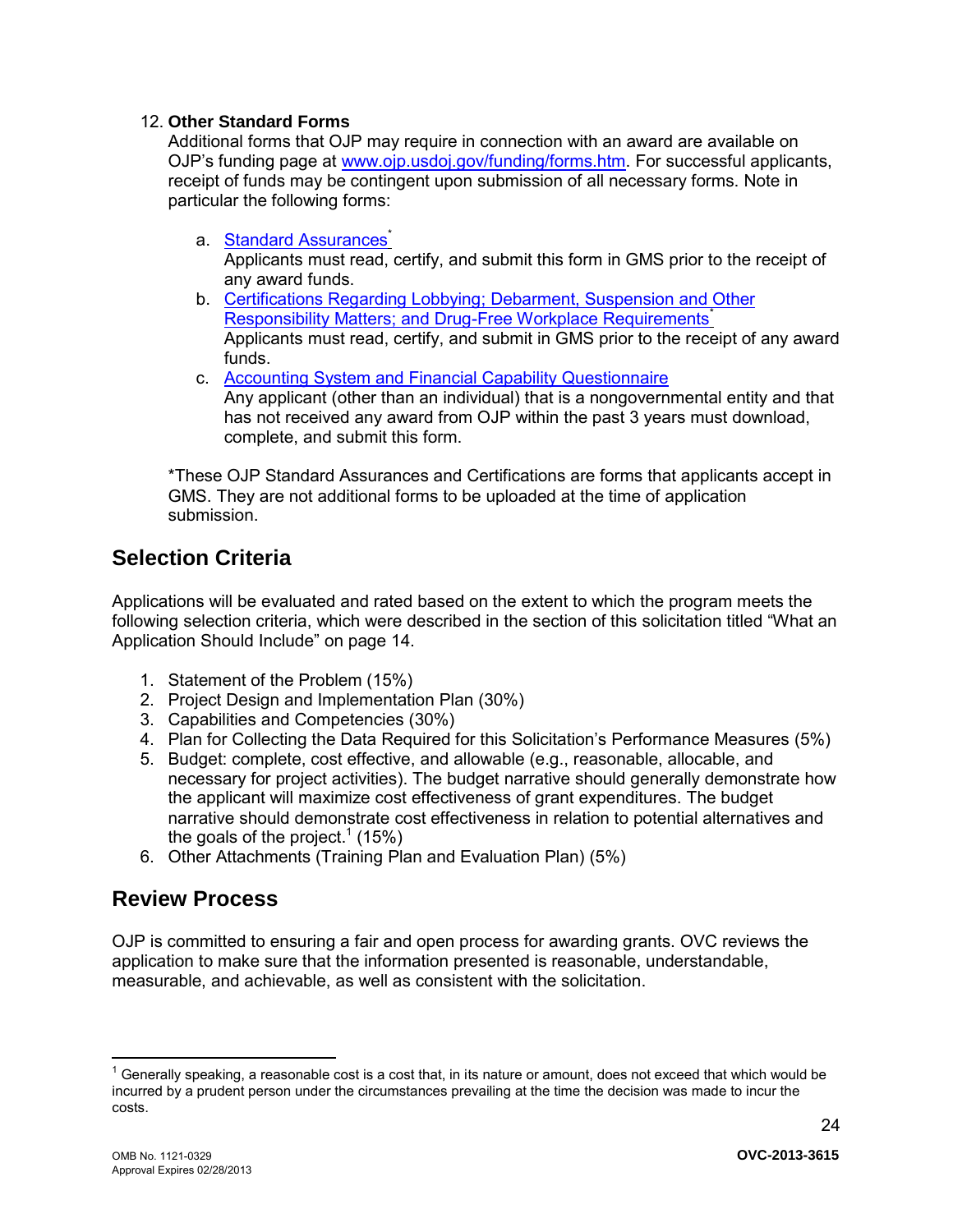12. **Other Standard Forms**

    Additional forms that OJP may require in connection with an award are available on OJP's funding page at www.ojp.usdoj.gov/funding/forms.htm. For successful applicants, receipt of funds may be contingent upon submission of all necessary forms. Note in particular the following forms:

    a. Standard Assurances*
       Applicants must read, certify, and submit this form in GMS prior to the receipt of any award funds.
    b. Certifications Regarding Lobbying; Debarment, Suspension and Other Responsibility Matters; and Drug-Free Workplace Requirements*
       Applicants must read, certify, and submit in GMS prior to the receipt of any award funds.
    c. Accounting System and Financial Capability Questionnaire
       Any applicant (other than an individual) that is a nongovernmental entity and that has not received any award from OJP within the past 3 years must download, complete, and submit this form.

    *These OJP Standard Assurances and Certifications are forms that applicants accept in GMS. They are not additional forms to be uploaded at the time of application submission.

## Selection Criteria

Applications will be evaluated and rated based on the extent to which the program meets the following selection criteria, which were described in the section of this solicitation titled "What an Application Should Include" on page 14.

1. Statement of the Problem (15%)
2. Project Design and Implementation Plan (30%)
3. Capabilities and Competencies (30%)
4. Plan for Collecting the Data Required for this Solicitation's Performance Measures (5%)
5. Budget: complete, cost effective, and allowable (e.g., reasonable, allocable, and necessary for project activities). The budget narrative should generally demonstrate how the applicant will maximize cost effectiveness of grant expenditures. The budget narrative should demonstrate cost effectiveness in relation to potential alternatives and the goals of the project.[1] (15%)
6. Other Attachments (Training Plan and Evaluation Plan) (5%)

## Review Process

OJP is committed to ensuring a fair and open process for awarding grants. OVC reviews the application to make sure that the information presented is reasonable, understandable, measurable, and achievable, as well as consistent with the solicitation.

---

[1] Generally speaking, a reasonable cost is a cost that, in its nature or amount, does not exceed that which would be incurred by a prudent person under the circumstances prevailing at the time the decision was made to incur the costs.

OMB No. 1121-0329
Approval Expires 02/28/2013

OVC-2013-3615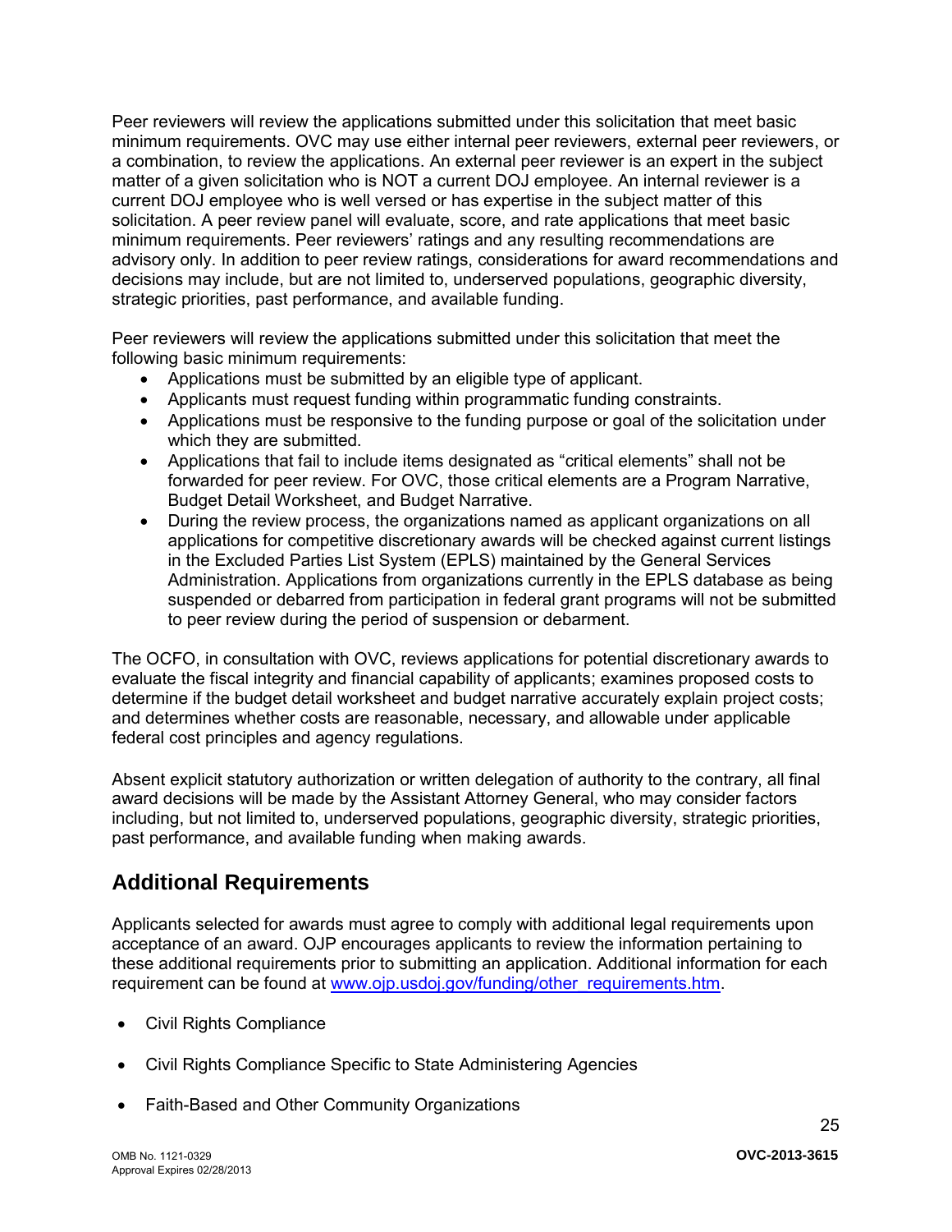Peer reviewers will review the applications submitted under this solicitation that meet basic minimum requirements. OVC may use either internal peer reviewers, external peer reviewers, or a combination, to review the applications. An external peer reviewer is an expert in the subject matter of a given solicitation who is NOT a current DOJ employee. An internal reviewer is a current DOJ employee who is well versed or has expertise in the subject matter of this solicitation. A peer review panel will evaluate, score, and rate applications that meet basic minimum requirements. Peer reviewers' ratings and any resulting recommendations are advisory only. In addition to peer review ratings, considerations for award recommendations and decisions may include, but are not limited to, underserved populations, geographic diversity, strategic priorities, past performance, and available funding.

Peer reviewers will review the applications submitted under this solicitation that meet the following basic minimum requirements:

- Applications must be submitted by an eligible type of applicant.
- Applicants must request funding within programmatic funding constraints.
- Applications must be responsive to the funding purpose or goal of the solicitation under which they are submitted.
- Applications that fail to include items designated as "critical elements" shall not be forwarded for peer review. For OVC, those critical elements are a Program Narrative, Budget Detail Worksheet, and Budget Narrative.
- During the review process, the organizations named as applicant organizations on all applications for competitive discretionary awards will be checked against current listings in the Excluded Parties List System (EPLS) maintained by the General Services Administration. Applications from organizations currently in the EPLS database as being suspended or debarred from participation in federal grant programs will not be submitted to peer review during the period of suspension or debarment.

The OCFO, in consultation with OVC, reviews applications for potential discretionary awards to evaluate the fiscal integrity and financial capability of applicants; examines proposed costs to determine if the budget detail worksheet and budget narrative accurately explain project costs; and determines whether costs are reasonable, necessary, and allowable under applicable federal cost principles and agency regulations.

Absent explicit statutory authorization or written delegation of authority to the contrary, all final award decisions will be made by the Assistant Attorney General, who may consider factors including, but not limited to, underserved populations, geographic diversity, strategic priorities, past performance, and available funding when making awards.

## Additional Requirements

Applicants selected for awards must agree to comply with additional legal requirements upon acceptance of an award. OJP encourages applicants to review the information pertaining to these additional requirements prior to submitting an application. Additional information for each requirement can be found at [www.ojp.usdoj.gov/funding/other_requirements.htm](www.ojp.usdoj.gov/funding/other_requirements.htm).

- Civil Rights Compliance
- Civil Rights Compliance Specific to State Administering Agencies
- Faith-Based and Other Community Organizations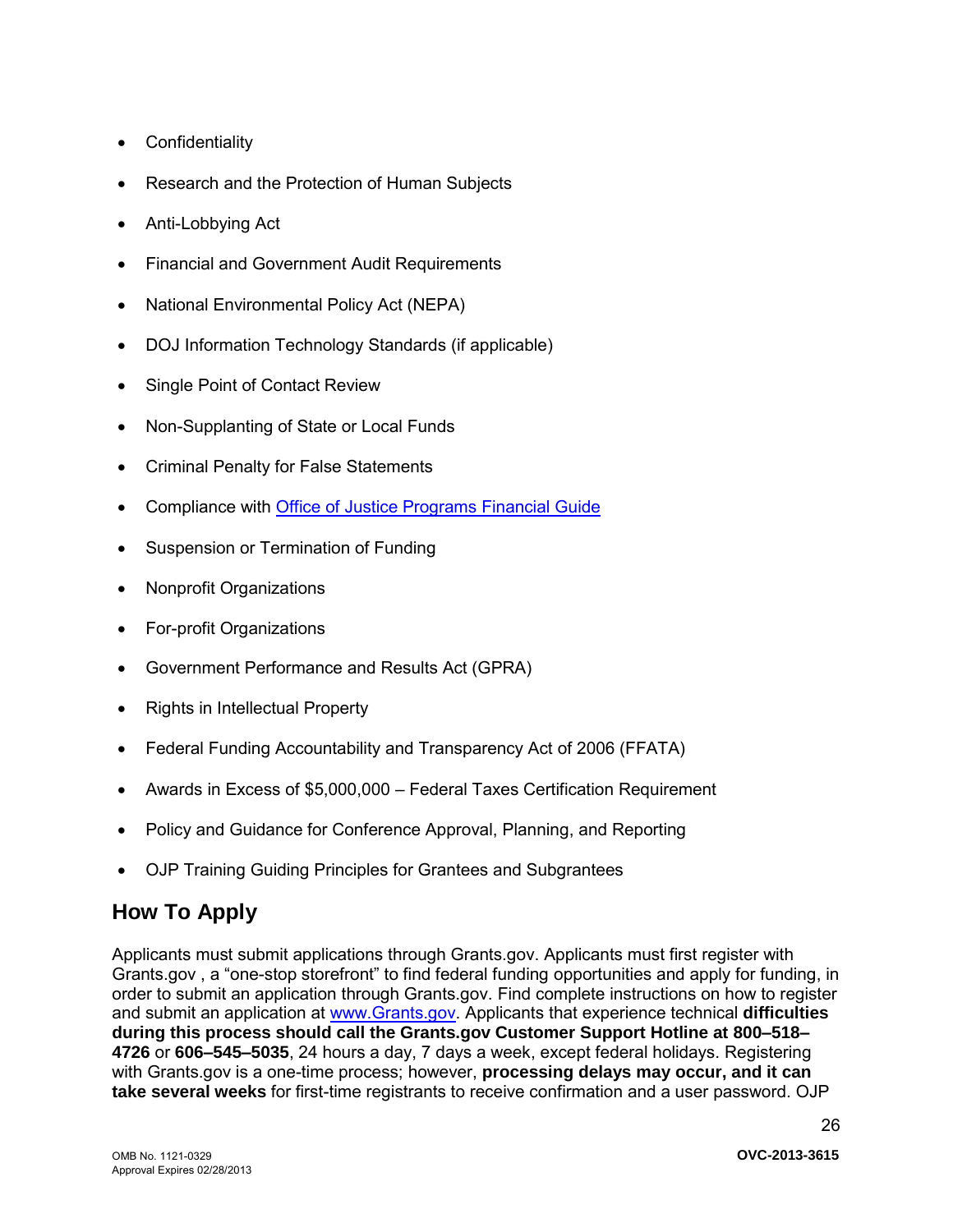- Confidentiality
- Research and the Protection of Human Subjects
- Anti-Lobbying Act
- Financial and Government Audit Requirements
- National Environmental Policy Act (NEPA)
- DOJ Information Technology Standards (if applicable)
- Single Point of Contact Review
- Non-Supplanting of State or Local Funds
- Criminal Penalty for False Statements
- Compliance with Office of Justice Programs Financial Guide
- Suspension or Termination of Funding
- Nonprofit Organizations
- For-profit Organizations
- Government Performance and Results Act (GPRA)
- Rights in Intellectual Property
- Federal Funding Accountability and Transparency Act of 2006 (FFATA)
- Awards in Excess of $5,000,000 – Federal Taxes Certification Requirement
- Policy and Guidance for Conference Approval, Planning, and Reporting
- OJP Training Guiding Principles for Grantees and Subgrantees

## How To Apply

Applicants must submit applications through Grants.gov. Applicants must first register with Grants.gov , a "one-stop storefront" to find federal funding opportunities and apply for funding, in order to submit an application through Grants.gov. Find complete instructions on how to register and submit an application at www.Grants.gov. Applicants that experience technical **difficulties during this process should call the Grants.gov Customer Support Hotline at 800–518–4726** or **606–545–5035**, 24 hours a day, 7 days a week, except federal holidays. Registering with Grants.gov is a one-time process; however, **processing delays may occur, and it can take several weeks** for first-time registrants to receive confirmation and a user password. OJP

OMB No. 1121-0329
Approval Expires 02/28/2013

**OVC-2013-3615**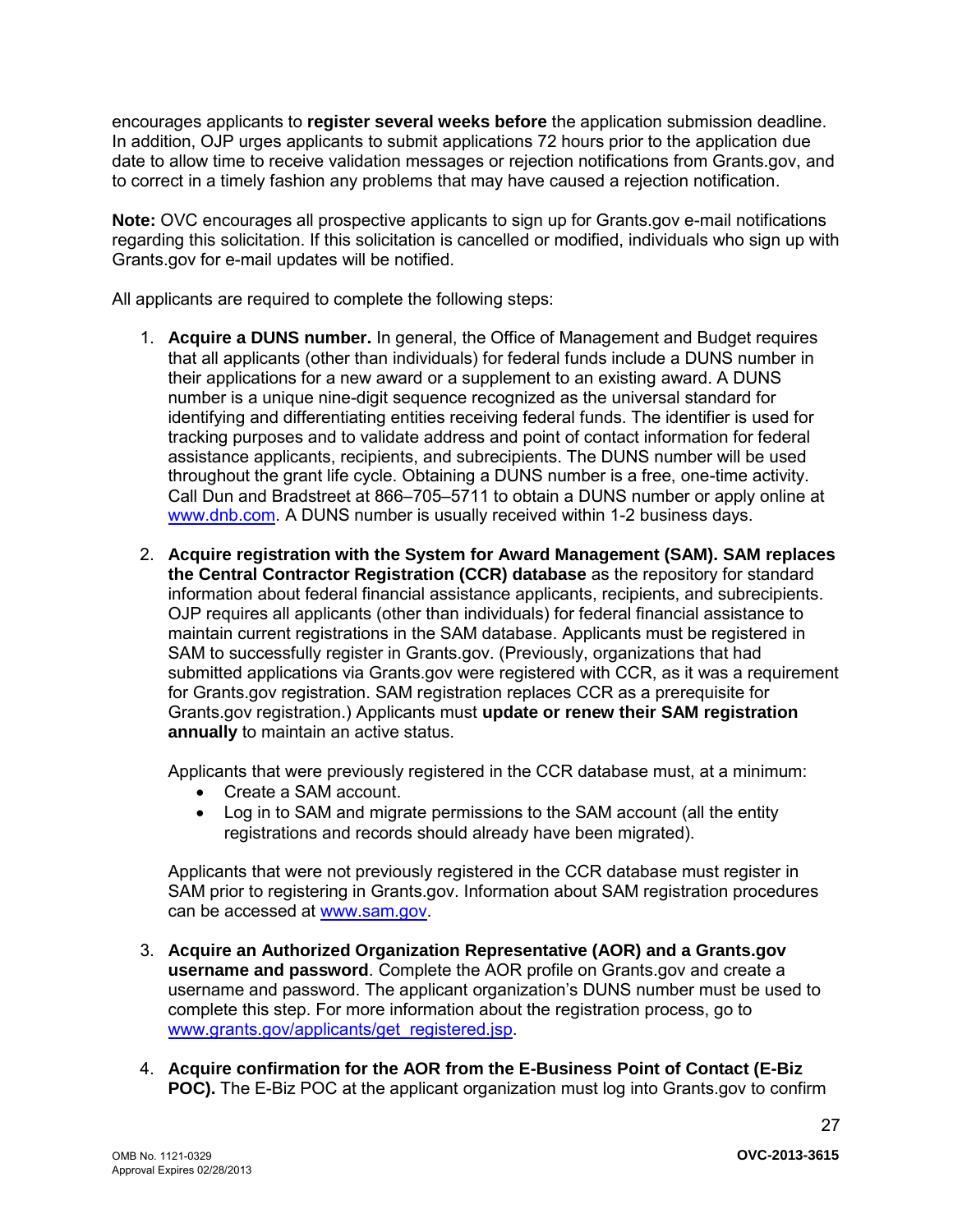encourages applicants to **register several weeks before** the application submission deadline. In addition, OJP urges applicants to submit applications 72 hours prior to the application due date to allow time to receive validation messages or rejection notifications from Grants.gov, and to correct in a timely fashion any problems that may have caused a rejection notification.

**Note:** OVC encourages all prospective applicants to sign up for Grants.gov e-mail notifications regarding this solicitation. If this solicitation is cancelled or modified, individuals who sign up with Grants.gov for e-mail updates will be notified.

All applicants are required to complete the following steps:

1. **Acquire a DUNS number.** In general, the Office of Management and Budget requires that all applicants (other than individuals) for federal funds include a DUNS number in their applications for a new award or a supplement to an existing award. A DUNS number is a unique nine-digit sequence recognized as the universal standard for identifying and differentiating entities receiving federal funds. The identifier is used for tracking purposes and to validate address and point of contact information for federal assistance applicants, recipients, and subrecipients. The DUNS number will be used throughout the grant life cycle. Obtaining a DUNS number is a free, one-time activity. Call Dun and Bradstreet at 866–705–5711 to obtain a DUNS number or apply online at [www.dnb.com](http://www.dnb.com). A DUNS number is usually received within 1-2 business days.

2. **Acquire registration with the System for Award Management (SAM). SAM replaces the Central Contractor Registration (CCR) database** as the repository for standard information about federal financial assistance applicants, recipients, and subrecipients. OJP requires all applicants (other than individuals) for federal financial assistance to maintain current registrations in the SAM database. Applicants must be registered in SAM to successfully register in Grants.gov. (Previously, organizations that had submitted applications via Grants.gov were registered with CCR, as it was a requirement for Grants.gov registration. SAM registration replaces CCR as a prerequisite for Grants.gov registration.) Applicants must **update or renew their SAM registration annually** to maintain an active status.

   Applicants that were previously registered in the CCR database must, at a minimum:
   - Create a SAM account.
   - Log in to SAM and migrate permissions to the SAM account (all the entity registrations and records should already have been migrated).

   Applicants that were not previously registered in the CCR database must register in SAM prior to registering in Grants.gov. Information about SAM registration procedures can be accessed at [www.sam.gov](http://www.sam.gov).

3. **Acquire an Authorized Organization Representative (AOR) and a Grants.gov username and password**. Complete the AOR profile on Grants.gov and create a username and password. The applicant organization's DUNS number must be used to complete this step. For more information about the registration process, go to [www.grants.gov/applicants/get_registered.jsp](http://www.grants.gov/applicants/get_registered.jsp).

4. **Acquire confirmation for the AOR from the E-Business Point of Contact (E-Biz POC).** The E-Biz POC at the applicant organization must log into Grants.gov to confirm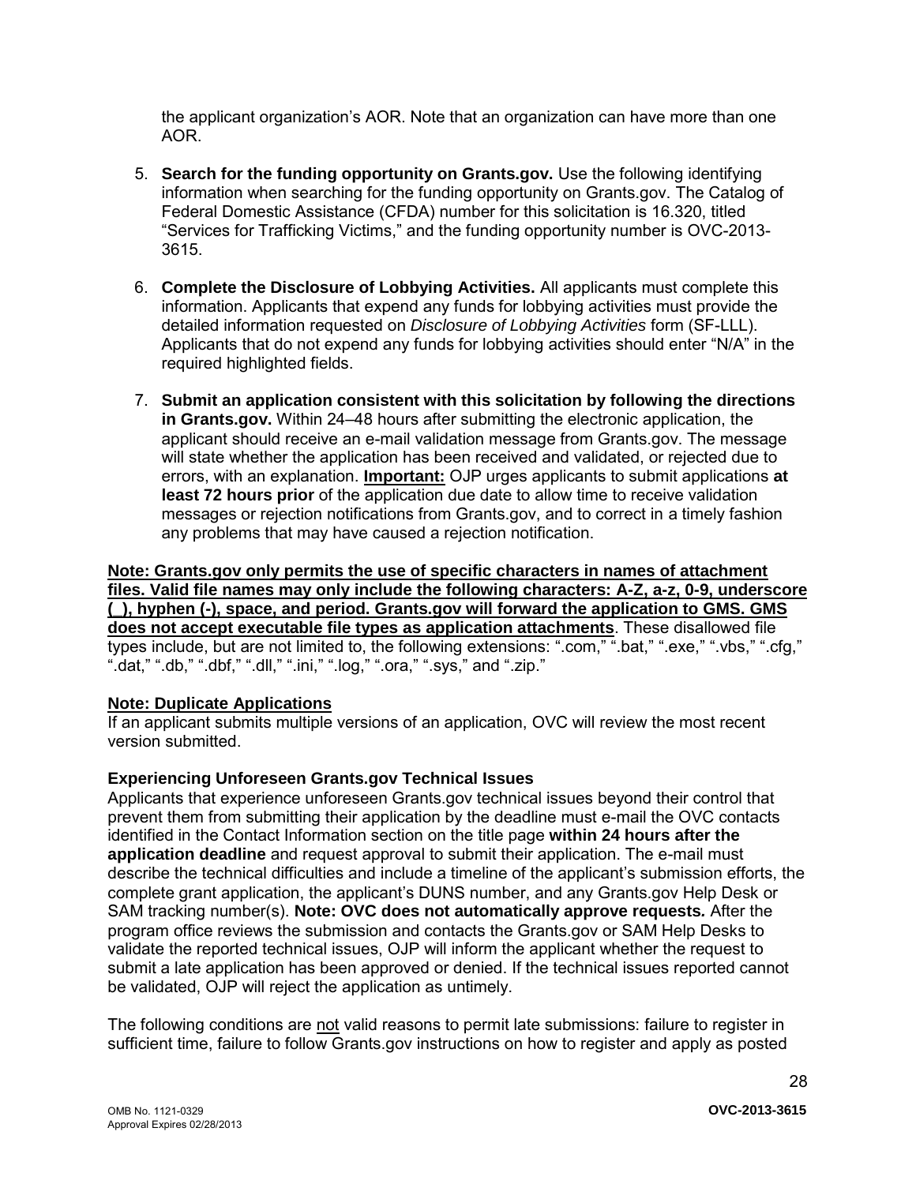the applicant organization's AOR. Note that an organization can have more than one AOR.

5. **Search for the funding opportunity on Grants.gov.** Use the following identifying information when searching for the funding opportunity on Grants.gov. The Catalog of Federal Domestic Assistance (CFDA) number for this solicitation is 16.320, titled "Services for Trafficking Victims," and the funding opportunity number is OVC-2013-3615.

6. **Complete the Disclosure of Lobbying Activities.** All applicants must complete this information. Applicants that expend any funds for lobbying activities must provide the detailed information requested on *Disclosure of Lobbying Activities* form (SF-LLL). Applicants that do not expend any funds for lobbying activities should enter "N/A" in the required highlighted fields.

7. **Submit an application consistent with this solicitation by following the directions in Grants.gov.** Within 24–48 hours after submitting the electronic application, the applicant should receive an e-mail validation message from Grants.gov. The message will state whether the application has been received and validated, or rejected due to errors, with an explanation. **Important:** OJP urges applicants to submit applications **at least 72 hours prior** of the application due date to allow time to receive validation messages or rejection notifications from Grants.gov, and to correct in a timely fashion any problems that may have caused a rejection notification.

**Note: Grants.gov only permits the use of specific characters in names of attachment files. Valid file names may only include the following characters: A-Z, a-z, 0-9, underscore (_), hyphen (-), space, and period. Grants.gov will forward the application to GMS. GMS does not accept executable file types as application attachments**. These disallowed file types include, but are not limited to, the following extensions: ".com," ".bat," ".exe," ".vbs," ".cfg," ".dat," ".db," ".dbf," ".dll," ".ini," ".log," ".ora," ".sys," and ".zip."

**Note: Duplicate Applications**
If an applicant submits multiple versions of an application, OVC will review the most recent version submitted.

**Experiencing Unforeseen Grants.gov Technical Issues**
Applicants that experience unforeseen Grants.gov technical issues beyond their control that prevent them from submitting their application by the deadline must e-mail the OVC contacts identified in the Contact Information section on the title page **within 24 hours after the application deadline** and request approval to submit their application. The e-mail must describe the technical difficulties and include a timeline of the applicant's submission efforts, the complete grant application, the applicant's DUNS number, and any Grants.gov Help Desk or SAM tracking number(s). **Note: OVC does not automatically approve requests.** After the program office reviews the submission and contacts the Grants.gov or SAM Help Desks to validate the reported technical issues, OJP will inform the applicant whether the request to submit a late application has been approved or denied. If the technical issues reported cannot be validated, OJP will reject the application as untimely.

The following conditions are not valid reasons to permit late submissions: failure to register in sufficient time, failure to follow Grants.gov instructions on how to register and apply as posted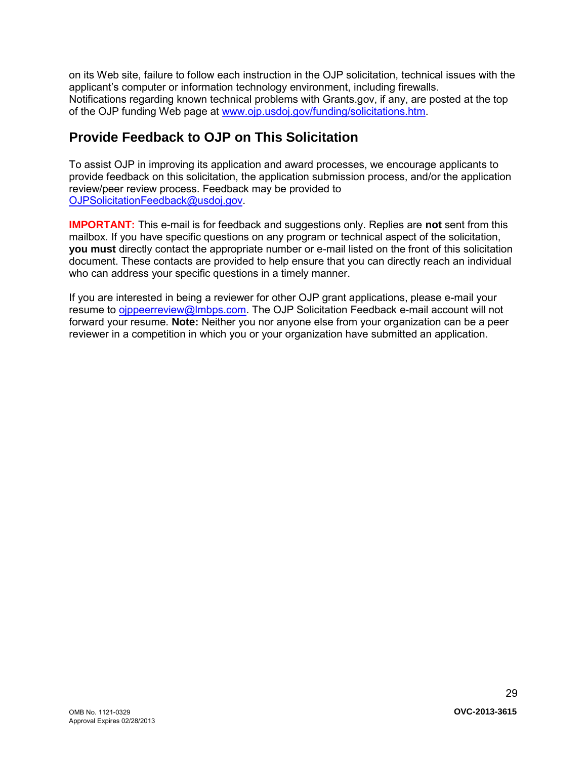on its Web site, failure to follow each instruction in the OJP solicitation, technical issues with the applicant's computer or information technology environment, including firewalls. Notifications regarding known technical problems with Grants.gov, if any, are posted at the top of the OJP funding Web page at www.ojp.usdoj.gov/funding/solicitations.htm.

## Provide Feedback to OJP on This Solicitation

To assist OJP in improving its application and award processes, we encourage applicants to provide feedback on this solicitation, the application submission process, and/or the application review/peer review process. Feedback may be provided to OJPSolicitationFeedback@usdoj.gov.

**IMPORTANT:** This e-mail is for feedback and suggestions only. Replies are **not** sent from this mailbox. If you have specific questions on any program or technical aspect of the solicitation, **you must** directly contact the appropriate number or e-mail listed on the front of this solicitation document. These contacts are provided to help ensure that you can directly reach an individual who can address your specific questions in a timely manner.

If you are interested in being a reviewer for other OJP grant applications, please e-mail your resume to ojppeerreview@lmbps.com. The OJP Solicitation Feedback e-mail account will not forward your resume. **Note:** Neither you nor anyone else from your organization can be a peer reviewer in a competition in which you or your organization have submitted an application.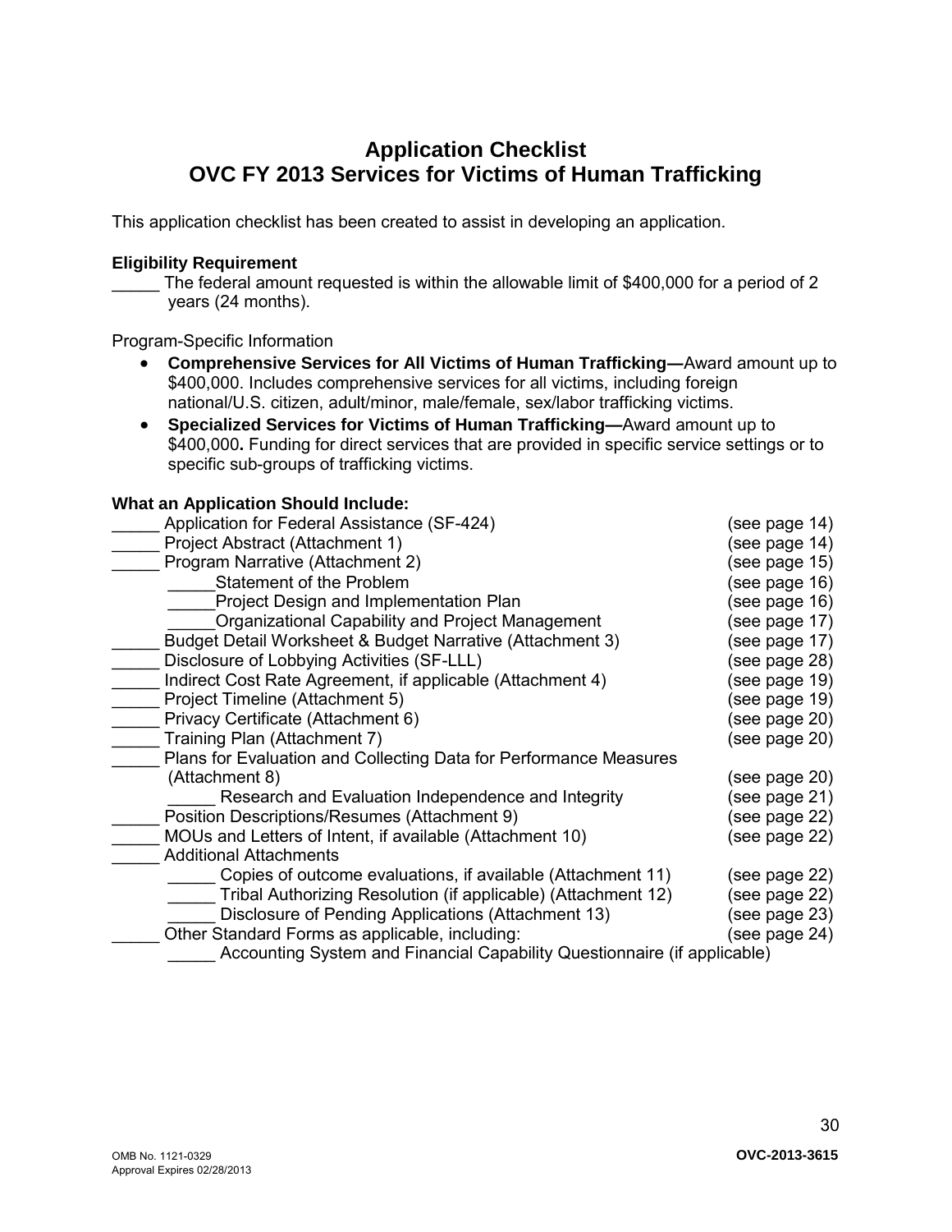# Application Checklist
# OVC FY 2013 Services for Victims of Human Trafficking

This application checklist has been created to assist in developing an application.

**Eligibility Requirement**

_____ The federal amount requested is within the allowable limit of $400,000 for a period of 2 years (24 months).

Program-Specific Information

- **Comprehensive Services for All Victims of Human Trafficking—**Award amount up to $400,000. Includes comprehensive services for all victims, including foreign national/U.S. citizen, adult/minor, male/female, sex/labor trafficking victims.
- **Specialized Services for Victims of Human Trafficking—**Award amount up to $400,000**.** Funding for direct services that are provided in specific service settings or to specific sub-groups of trafficking victims.

**What an Application Should Include:**

_____ Application for Federal Assistance (SF-424) (see page 14)
_____ Project Abstract (Attachment 1) (see page 14)
_____ Program Narrative (Attachment 2) (see page 15)
    _____Statement of the Problem (see page 16)
    _____Project Design and Implementation Plan (see page 16)
    _____Organizational Capability and Project Management (see page 17)
_____ Budget Detail Worksheet & Budget Narrative (Attachment 3) (see page 17)
_____ Disclosure of Lobbying Activities (SF-LLL) (see page 28)
_____ Indirect Cost Rate Agreement, if applicable (Attachment 4) (see page 19)
_____ Project Timeline (Attachment 5) (see page 19)
_____ Privacy Certificate (Attachment 6) (see page 20)
_____ Training Plan (Attachment 7) (see page 20)
_____ Plans for Evaluation and Collecting Data for Performance Measures (Attachment 8) (see page 20)
    _____ Research and Evaluation Independence and Integrity (see page 21)
_____ Position Descriptions/Resumes (Attachment 9) (see page 22)
_____ MOUs and Letters of Intent, if available (Attachment 10) (see page 22)
_____ Additional Attachments
    _____ Copies of outcome evaluations, if available (Attachment 11) (see page 22)
    _____ Tribal Authorizing Resolution (if applicable) (Attachment 12) (see page 22)
    _____ Disclosure of Pending Applications (Attachment 13) (see page 23)
_____ Other Standard Forms as applicable, including: (see page 24)
    _____ Accounting System and Financial Capability Questionnaire (if applicable)